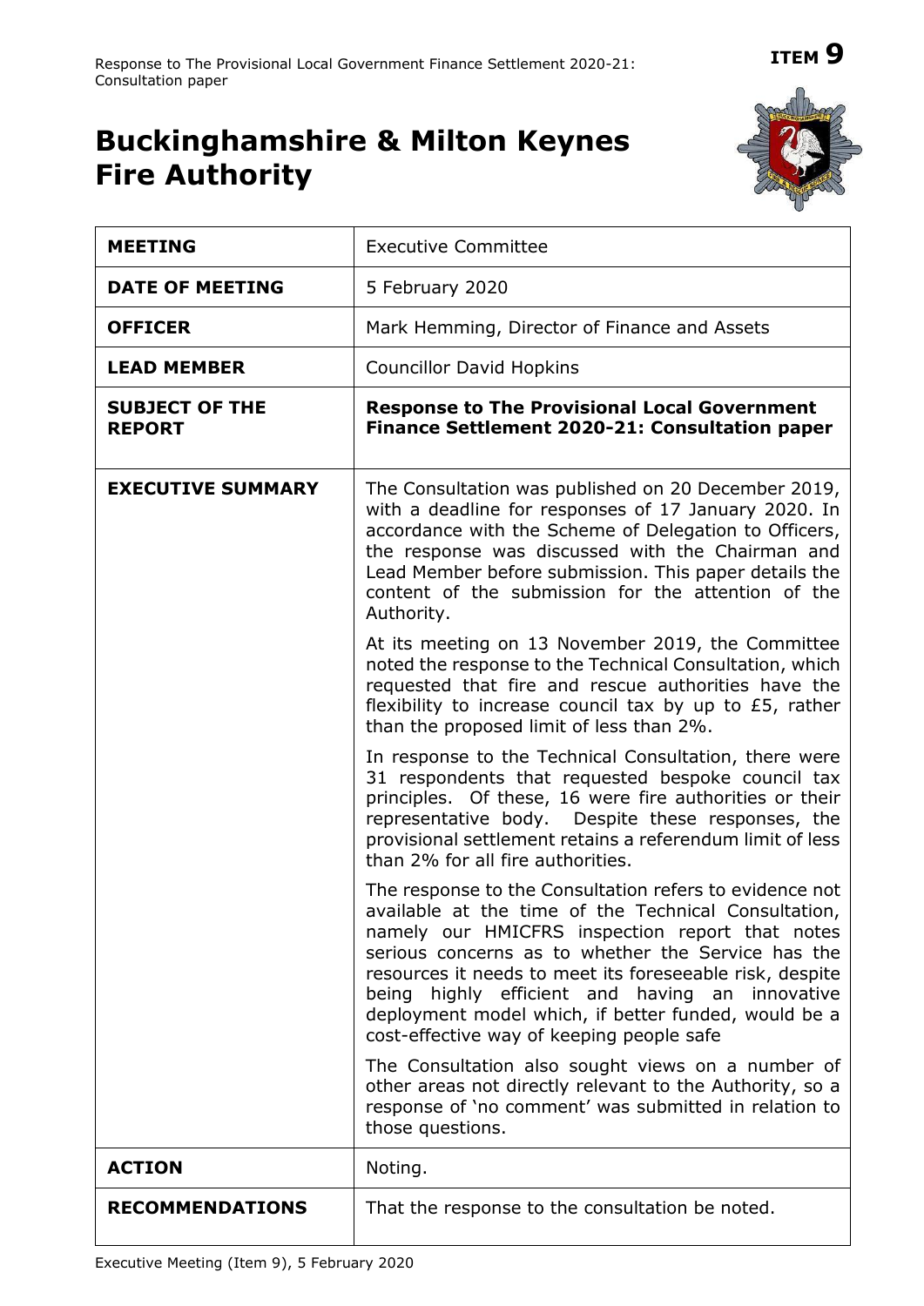**ITEM 9**

# Buckinghamshire & Milton Keynes Fire Authority

| | |
|---|---|
| **MEETING** | Executive Committee |
| **DATE OF MEETING** | 5 February 2020 |
| **OFFICER** | Mark Hemming, Director of Finance and Assets |
| **LEAD MEMBER** | Councillor David Hopkins |
| **SUBJECT OF THE REPORT** | **Response to The Provisional Local Government Finance Settlement 2020-21: Consultation paper** |
| **EXECUTIVE SUMMARY** | The Consultation was published on 20 December 2019, with a deadline for responses of 17 January 2020. In accordance with the Scheme of Delegation to Officers, the response was discussed with the Chairman and Lead Member before submission. This paper details the content of the submission for the attention of the Authority.<br><br>At its meeting on 13 November 2019, the Committee noted the response to the Technical Consultation, which requested that fire and rescue authorities have the flexibility to increase council tax by up to £5, rather than the proposed limit of less than 2%.<br><br>In response to the Technical Consultation, there were 31 respondents that requested bespoke council tax principles. Of these, 16 were fire authorities or their representative body. Despite these responses, the provisional settlement retains a referendum limit of less than 2% for all fire authorities.<br><br>The response to the Consultation refers to evidence not available at the time of the Technical Consultation, namely our HMICFRS inspection report that notes serious concerns as to whether the Service has the resources it needs to meet its foreseeable risk, despite being highly efficient and having an innovative deployment model which, if better funded, would be a cost-effective way of keeping people safe<br><br>The Consultation also sought views on a number of other areas not directly relevant to the Authority, so a response of 'no comment' was submitted in relation to those questions. |
| **ACTION** | Noting. |
| **RECOMMENDATIONS** | That the response to the consultation be noted. |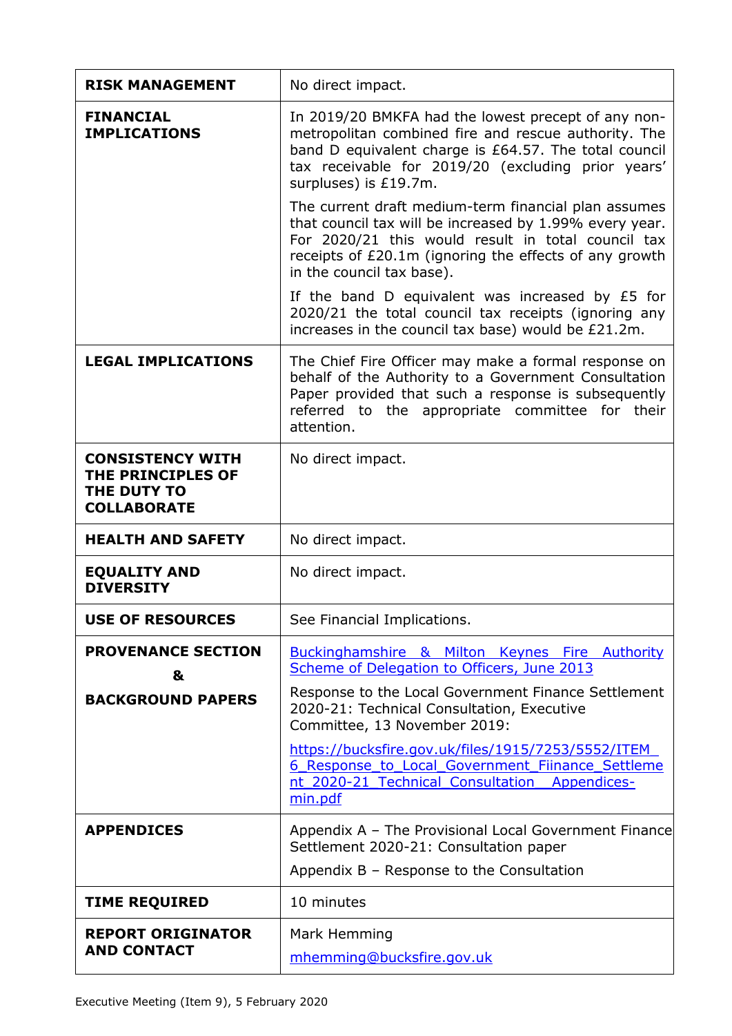| | |
|---|---|
| **RISK MANAGEMENT** | No direct impact. |
| **FINANCIAL IMPLICATIONS** | In 2019/20 BMKFA had the lowest precept of any non-metropolitan combined fire and rescue authority. The band D equivalent charge is £64.57. The total council tax receivable for 2019/20 (excluding prior years' surpluses) is £19.7m.<br><br>The current draft medium-term financial plan assumes that council tax will be increased by 1.99% every year. For 2020/21 this would result in total council tax receipts of £20.1m (ignoring the effects of any growth in the council tax base).<br><br>If the band D equivalent was increased by £5 for 2020/21 the total council tax receipts (ignoring any increases in the council tax base) would be £21.2m. |
| **LEGAL IMPLICATIONS** | The Chief Fire Officer may make a formal response on behalf of the Authority to a Government Consultation Paper provided that such a response is subsequently referred to the appropriate committee for their attention. |
| **CONSISTENCY WITH THE PRINCIPLES OF THE DUTY TO COLLABORATE** | No direct impact. |
| **HEALTH AND SAFETY** | No direct impact. |
| **EQUALITY AND DIVERSITY** | No direct impact. |
| **USE OF RESOURCES** | See Financial Implications. |
| **PROVENANCE SECTION & BACKGROUND PAPERS** | [Buckinghamshire & Milton Keynes Fire Authority Scheme of Delegation to Officers, June 2013]<br><br>Response to the Local Government Finance Settlement 2020-21: Technical Consultation, Executive Committee, 13 November 2019:<br><br>https://bucksfire.gov.uk/files/1915/7253/5552/ITEM_6_Response_to_Local_Government_Fiinance_Settlement_2020-21_Technical_Consultation__Appendices-min.pdf |
| **APPENDICES** | Appendix A – The Provisional Local Government Finance Settlement 2020-21: Consultation paper<br><br>Appendix B – Response to the Consultation |
| **TIME REQUIRED** | 10 minutes |
| **REPORT ORIGINATOR AND CONTACT** | Mark Hemming<br><br>mhemming@bucksfire.gov.uk |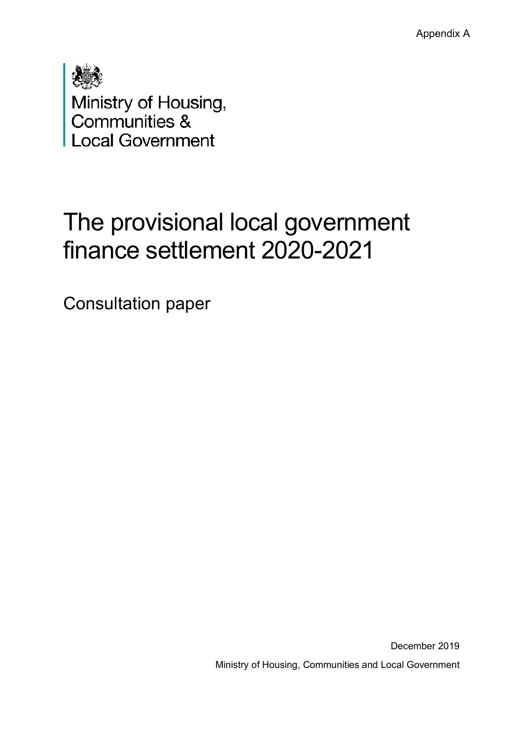Appendix A

Ministry of Housing, Communities & Local Government

# The provisional local government finance settlement 2020-2021

## Consultation paper

December 2019

Ministry of Housing, Communities and Local Government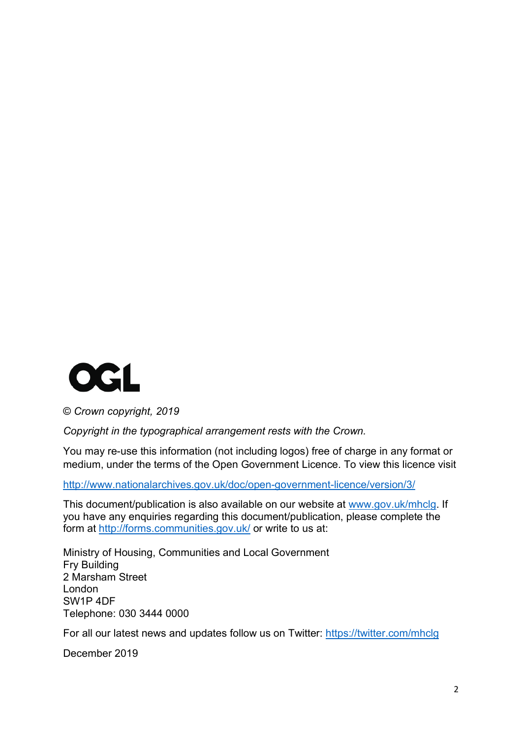*© Crown copyright, 2019*

*Copyright in the typographical arrangement rests with the Crown.*

You may re-use this information (not including logos) free of charge in any format or medium, under the terms of the Open Government Licence. To view this licence visit

http://www.nationalarchives.gov.uk/doc/open-government-licence/version/3/

This document/publication is also available on our website at www.gov.uk/mhclg. If you have any enquiries regarding this document/publication, please complete the form at http://forms.communities.gov.uk/ or write to us at:

Ministry of Housing, Communities and Local Government  
Fry Building  
2 Marsham Street  
London  
SW1P 4DF  
Telephone: 030 3444 0000

For all our latest news and updates follow us on Twitter: https://twitter.com/mhclg

December 2019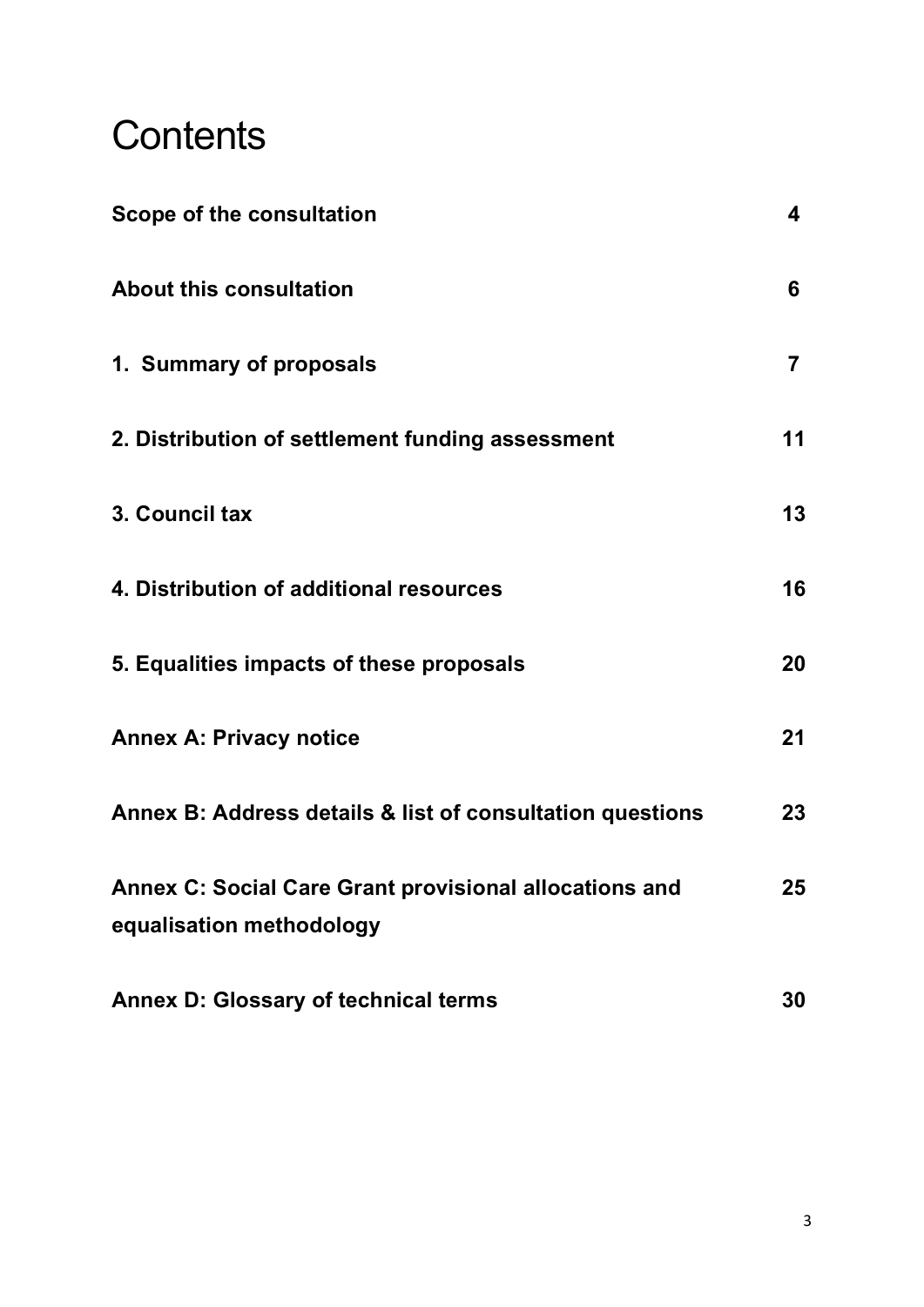# Contents

| | |
|---|---|
| **Scope of the consultation** | **4** |
| **About this consultation** | **6** |
| **1. Summary of proposals** | **7** |
| **2. Distribution of settlement funding assessment** | **11** |
| **3. Council tax** | **13** |
| **4. Distribution of additional resources** | **16** |
| **5. Equalities impacts of these proposals** | **20** |
| **Annex A: Privacy notice** | **21** |
| **Annex B: Address details & list of consultation questions** | **23** |
| **Annex C: Social Care Grant provisional allocations and equalisation methodology** | **25** |
| **Annex D: Glossary of technical terms** | **30** |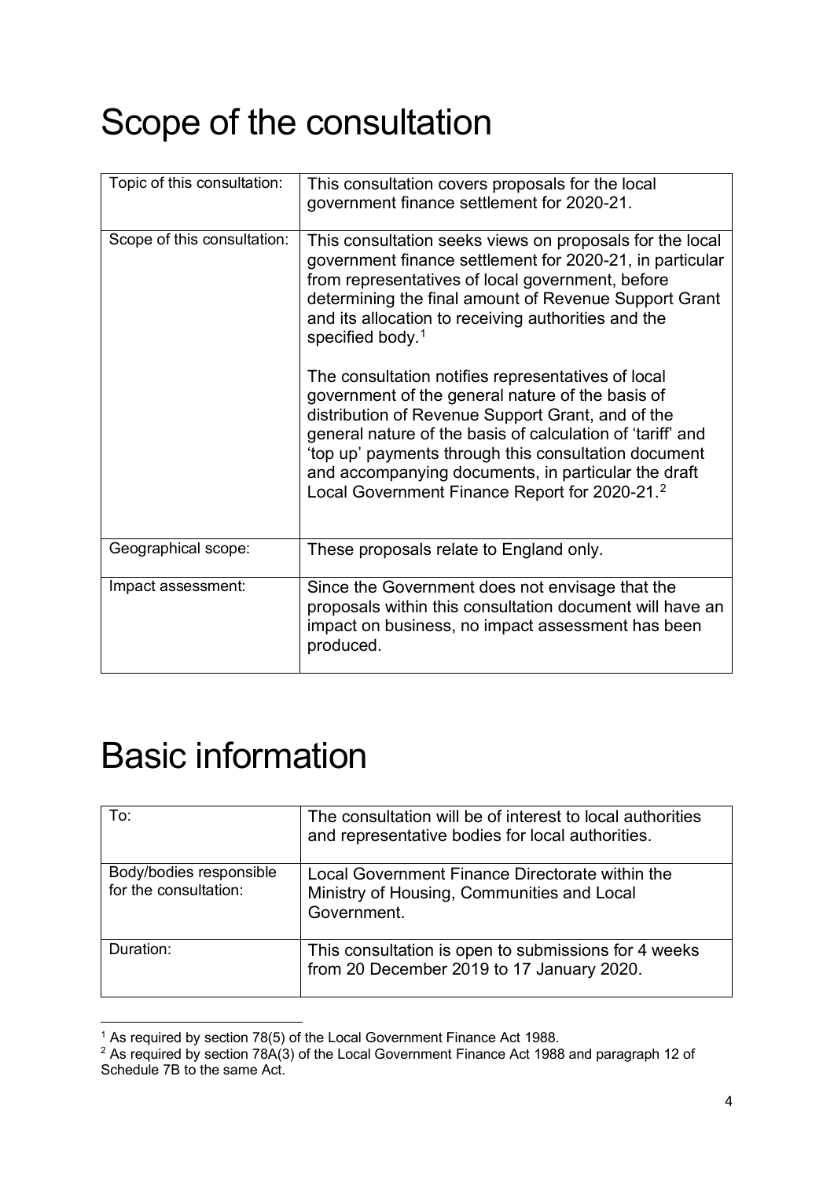# Scope of the consultation

| Topic of this consultation: | This consultation covers proposals for the local government finance settlement for 2020-21. |
|---|---|
| Scope of this consultation: | This consultation seeks views on proposals for the local government finance settlement for 2020-21, in particular from representatives of local government, before determining the final amount of Revenue Support Grant and its allocation to receiving authorities and the specified body.[1]<br><br>The consultation notifies representatives of local government of the general nature of the basis of distribution of Revenue Support Grant, and of the general nature of the basis of calculation of 'tariff' and 'top up' payments through this consultation document and accompanying documents, in particular the draft Local Government Finance Report for 2020-21.[2] |
| Geographical scope: | These proposals relate to England only. |
| Impact assessment: | Since the Government does not envisage that the proposals within this consultation document will have an impact on business, no impact assessment has been produced. |

# Basic information

| To: | The consultation will be of interest to local authorities and representative bodies for local authorities. |
|---|---|
| Body/bodies responsible for the consultation: | Local Government Finance Directorate within the Ministry of Housing, Communities and Local Government. |
| Duration: | This consultation is open to submissions for 4 weeks from 20 December 2019 to 17 January 2020. |

[1] As required by section 78(5) of the Local Government Finance Act 1988.

[2] As required by section 78A(3) of the Local Government Finance Act 1988 and paragraph 12 of Schedule 7B to the same Act.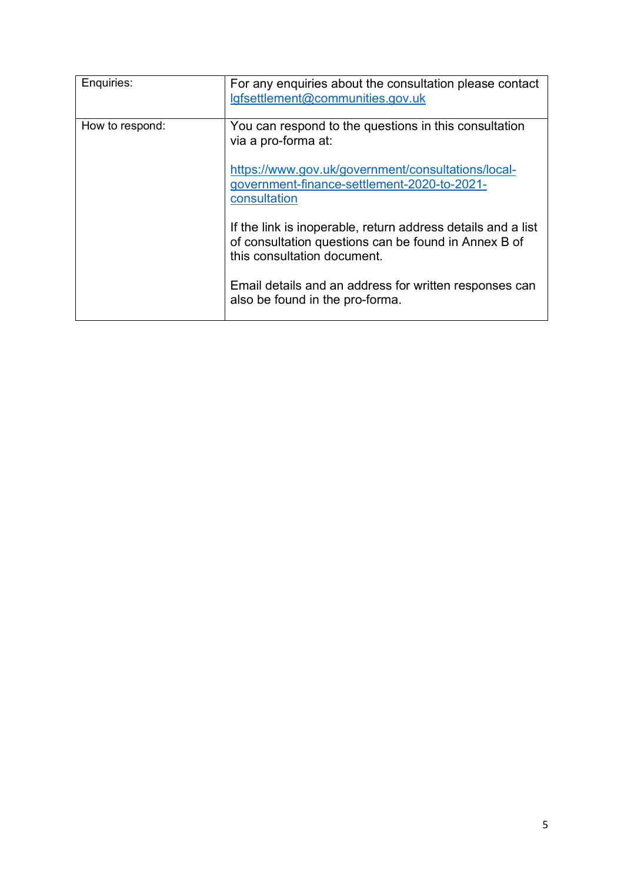| | |
|---|---|
| Enquiries: | For any enquiries about the consultation please contact lgfsettlement@communities.gov.uk |
| How to respond: | You can respond to the questions in this consultation via a pro-forma at:<br><br>https://www.gov.uk/government/consultations/local-government-finance-settlement-2020-to-2021-consultation<br><br>If the link is inoperable, return address details and a list of consultation questions can be found in Annex B of this consultation document.<br><br>Email details and an address for written responses can also be found in the pro-forma. |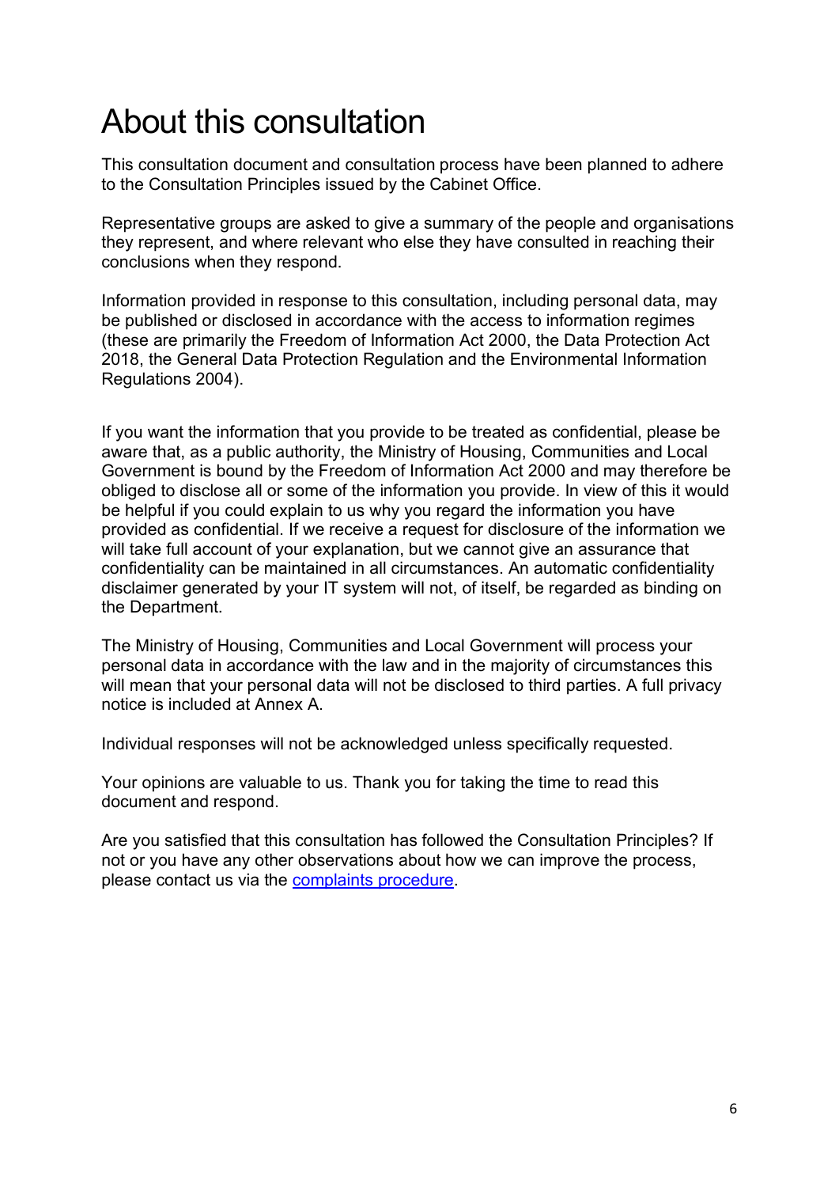# About this consultation

This consultation document and consultation process have been planned to adhere to the Consultation Principles issued by the Cabinet Office.

Representative groups are asked to give a summary of the people and organisations they represent, and where relevant who else they have consulted in reaching their conclusions when they respond.

Information provided in response to this consultation, including personal data, may be published or disclosed in accordance with the access to information regimes (these are primarily the Freedom of Information Act 2000, the Data Protection Act 2018, the General Data Protection Regulation and the Environmental Information Regulations 2004).

If you want the information that you provide to be treated as confidential, please be aware that, as a public authority, the Ministry of Housing, Communities and Local Government is bound by the Freedom of Information Act 2000 and may therefore be obliged to disclose all or some of the information you provide. In view of this it would be helpful if you could explain to us why you regard the information you have provided as confidential. If we receive a request for disclosure of the information we will take full account of your explanation, but we cannot give an assurance that confidentiality can be maintained in all circumstances. An automatic confidentiality disclaimer generated by your IT system will not, of itself, be regarded as binding on the Department.

The Ministry of Housing, Communities and Local Government will process your personal data in accordance with the law and in the majority of circumstances this will mean that your personal data will not be disclosed to third parties. A full privacy notice is included at Annex A.

Individual responses will not be acknowledged unless specifically requested.

Your opinions are valuable to us. Thank you for taking the time to read this document and respond.

Are you satisfied that this consultation has followed the Consultation Principles? If not or you have any other observations about how we can improve the process, please contact us via the complaints procedure.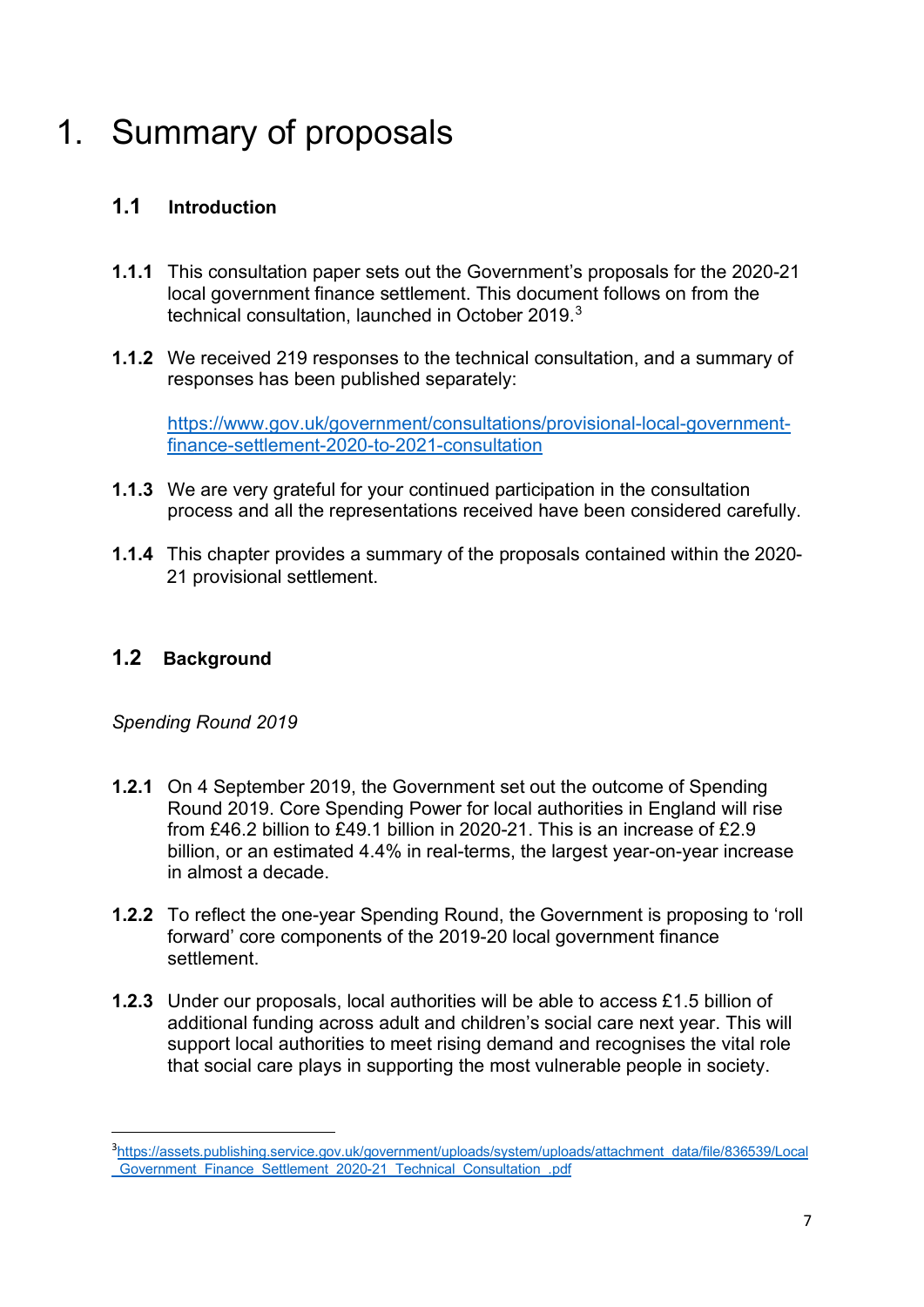# 1. Summary of proposals

## 1.1 Introduction

**1.1.1** This consultation paper sets out the Government's proposals for the 2020-21 local government finance settlement. This document follows on from the technical consultation, launched in October 2019.[3]

**1.1.2** We received 219 responses to the technical consultation, and a summary of responses has been published separately:

https://www.gov.uk/government/consultations/provisional-local-government-finance-settlement-2020-to-2021-consultation

**1.1.3** We are very grateful for your continued participation in the consultation process and all the representations received have been considered carefully.

**1.1.4** This chapter provides a summary of the proposals contained within the 2020-21 provisional settlement.

## 1.2 Background

*Spending Round 2019*

**1.2.1** On 4 September 2019, the Government set out the outcome of Spending Round 2019. Core Spending Power for local authorities in England will rise from £46.2 billion to £49.1 billion in 2020-21. This is an increase of £2.9 billion, or an estimated 4.4% in real-terms, the largest year-on-year increase in almost a decade.

**1.2.2** To reflect the one-year Spending Round, the Government is proposing to 'roll forward' core components of the 2019-20 local government finance settlement.

**1.2.3** Under our proposals, local authorities will be able to access £1.5 billion of additional funding across adult and children's social care next year. This will support local authorities to meet rising demand and recognises the vital role that social care plays in supporting the most vulnerable people in society.

---

[3] https://assets.publishing.service.gov.uk/government/uploads/system/uploads/attachment_data/file/836539/Local_Government_Finance_Settlement_2020-21_Technical_Consultation_.pdf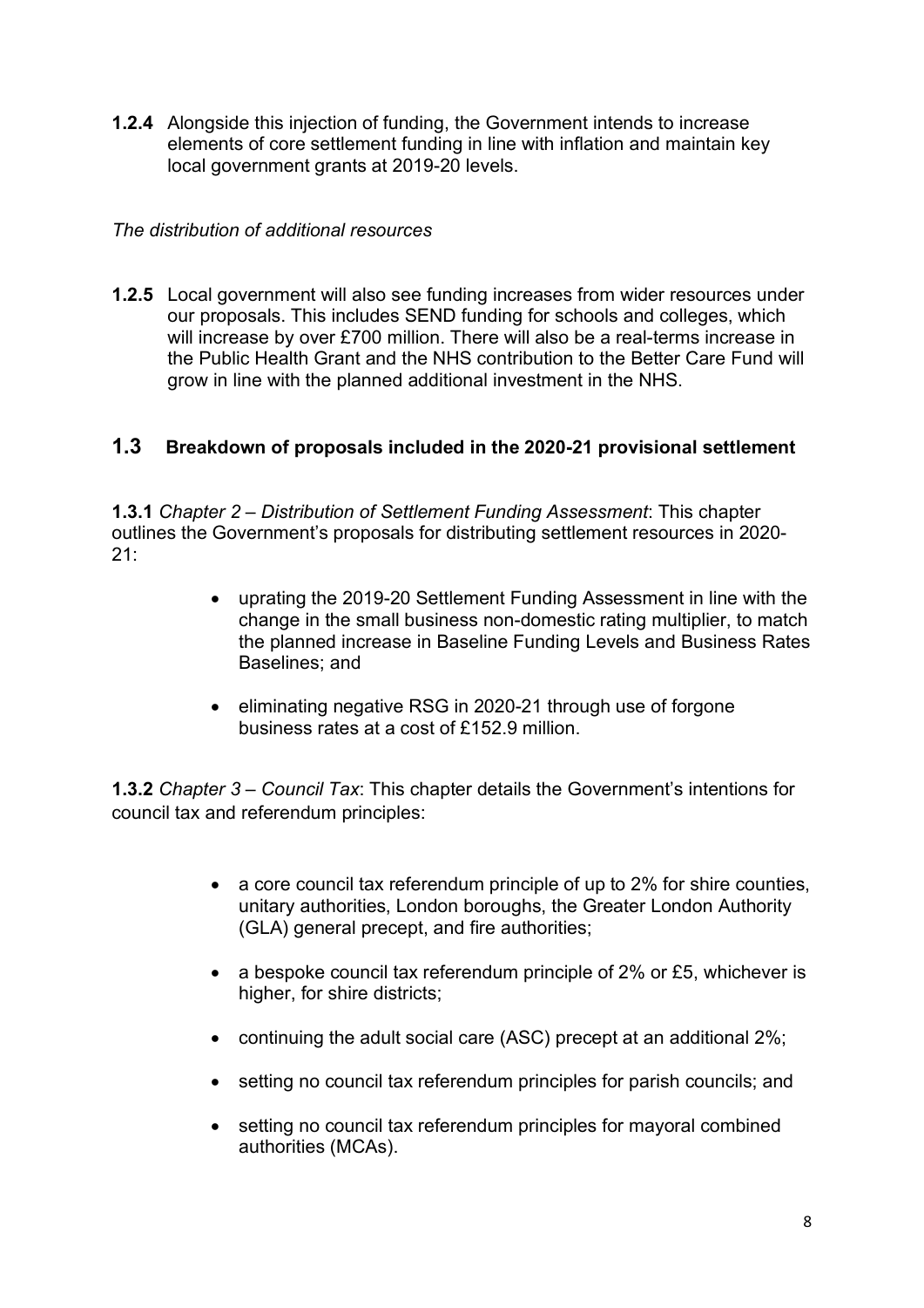**1.2.4** Alongside this injection of funding, the Government intends to increase elements of core settlement funding in line with inflation and maintain key local government grants at 2019-20 levels.

*The distribution of additional resources*

**1.2.5** Local government will also see funding increases from wider resources under our proposals. This includes SEND funding for schools and colleges, which will increase by over £700 million. There will also be a real-terms increase in the Public Health Grant and the NHS contribution to the Better Care Fund will grow in line with the planned additional investment in the NHS.

## 1.3 Breakdown of proposals included in the 2020-21 provisional settlement

**1.3.1** *Chapter 2 – Distribution of Settlement Funding Assessment*: This chapter outlines the Government's proposals for distributing settlement resources in 2020-21:

- uprating the 2019-20 Settlement Funding Assessment in line with the change in the small business non-domestic rating multiplier, to match the planned increase in Baseline Funding Levels and Business Rates Baselines; and
- eliminating negative RSG in 2020-21 through use of forgone business rates at a cost of £152.9 million.

**1.3.2** *Chapter 3 – Council Tax*: This chapter details the Government's intentions for council tax and referendum principles:

- a core council tax referendum principle of up to 2% for shire counties, unitary authorities, London boroughs, the Greater London Authority (GLA) general precept, and fire authorities;
- a bespoke council tax referendum principle of 2% or £5, whichever is higher, for shire districts;
- continuing the adult social care (ASC) precept at an additional 2%;
- setting no council tax referendum principles for parish councils; and
- setting no council tax referendum principles for mayoral combined authorities (MCAs).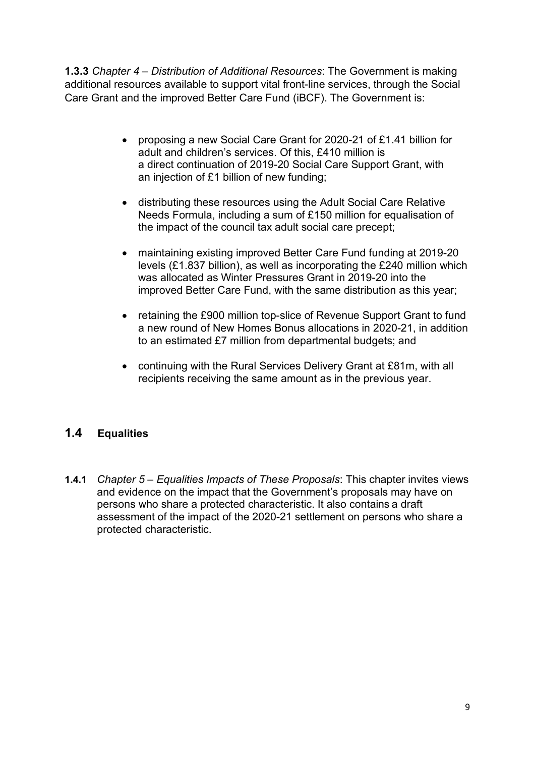**1.3.3** *Chapter 4 – Distribution of Additional Resources*: The Government is making additional resources available to support vital front-line services, through the Social Care Grant and the improved Better Care Fund (iBCF). The Government is:

- proposing a new Social Care Grant for 2020-21 of £1.41 billion for adult and children's services. Of this, £410 million is a direct continuation of 2019-20 Social Care Support Grant, with an injection of £1 billion of new funding;
- distributing these resources using the Adult Social Care Relative Needs Formula, including a sum of £150 million for equalisation of the impact of the council tax adult social care precept;
- maintaining existing improved Better Care Fund funding at 2019-20 levels (£1.837 billion), as well as incorporating the £240 million which was allocated as Winter Pressures Grant in 2019-20 into the improved Better Care Fund, with the same distribution as this year;
- retaining the £900 million top-slice of Revenue Support Grant to fund a new round of New Homes Bonus allocations in 2020-21, in addition to an estimated £7 million from departmental budgets; and
- continuing with the Rural Services Delivery Grant at £81m, with all recipients receiving the same amount as in the previous year.

## 1.4 Equalities

**1.4.1** *Chapter 5 – Equalities Impacts of These Proposals*: This chapter invites views and evidence on the impact that the Government's proposals may have on persons who share a protected characteristic. It also contains a draft assessment of the impact of the 2020-21 settlement on persons who share a protected characteristic.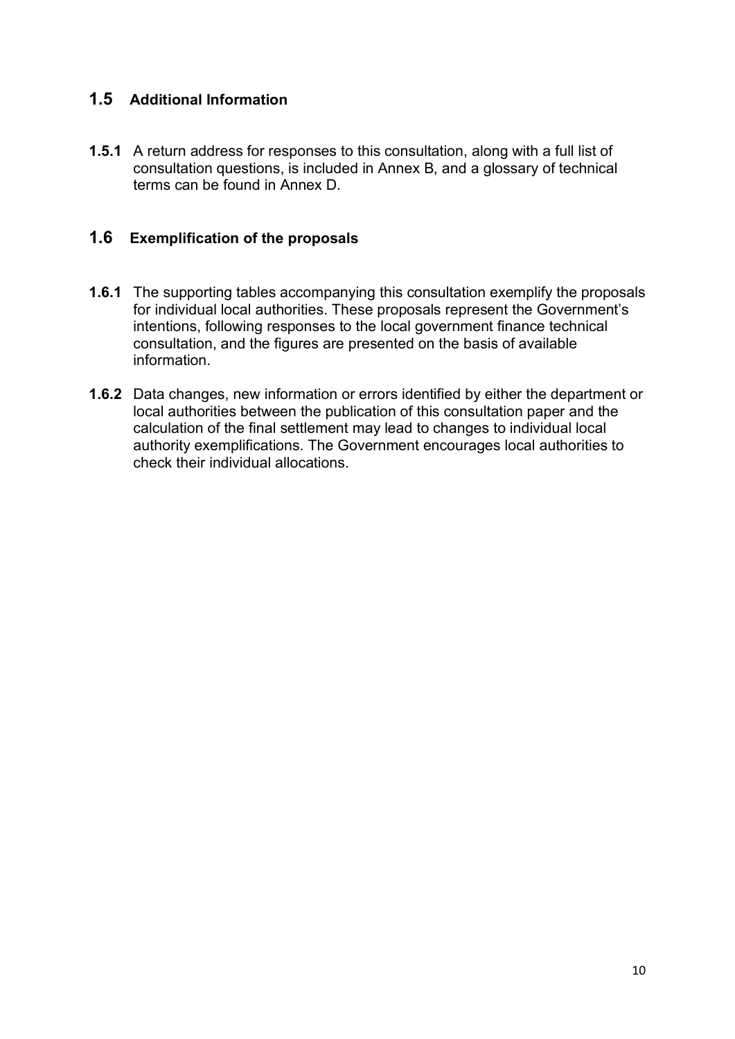## 1.5 Additional Information

**1.5.1** A return address for responses to this consultation, along with a full list of consultation questions, is included in Annex B, and a glossary of technical terms can be found in Annex D.

## 1.6 Exemplification of the proposals

**1.6.1** The supporting tables accompanying this consultation exemplify the proposals for individual local authorities. These proposals represent the Government's intentions, following responses to the local government finance technical consultation, and the figures are presented on the basis of available information.

**1.6.2** Data changes, new information or errors identified by either the department or local authorities between the publication of this consultation paper and the calculation of the final settlement may lead to changes to individual local authority exemplifications. The Government encourages local authorities to check their individual allocations.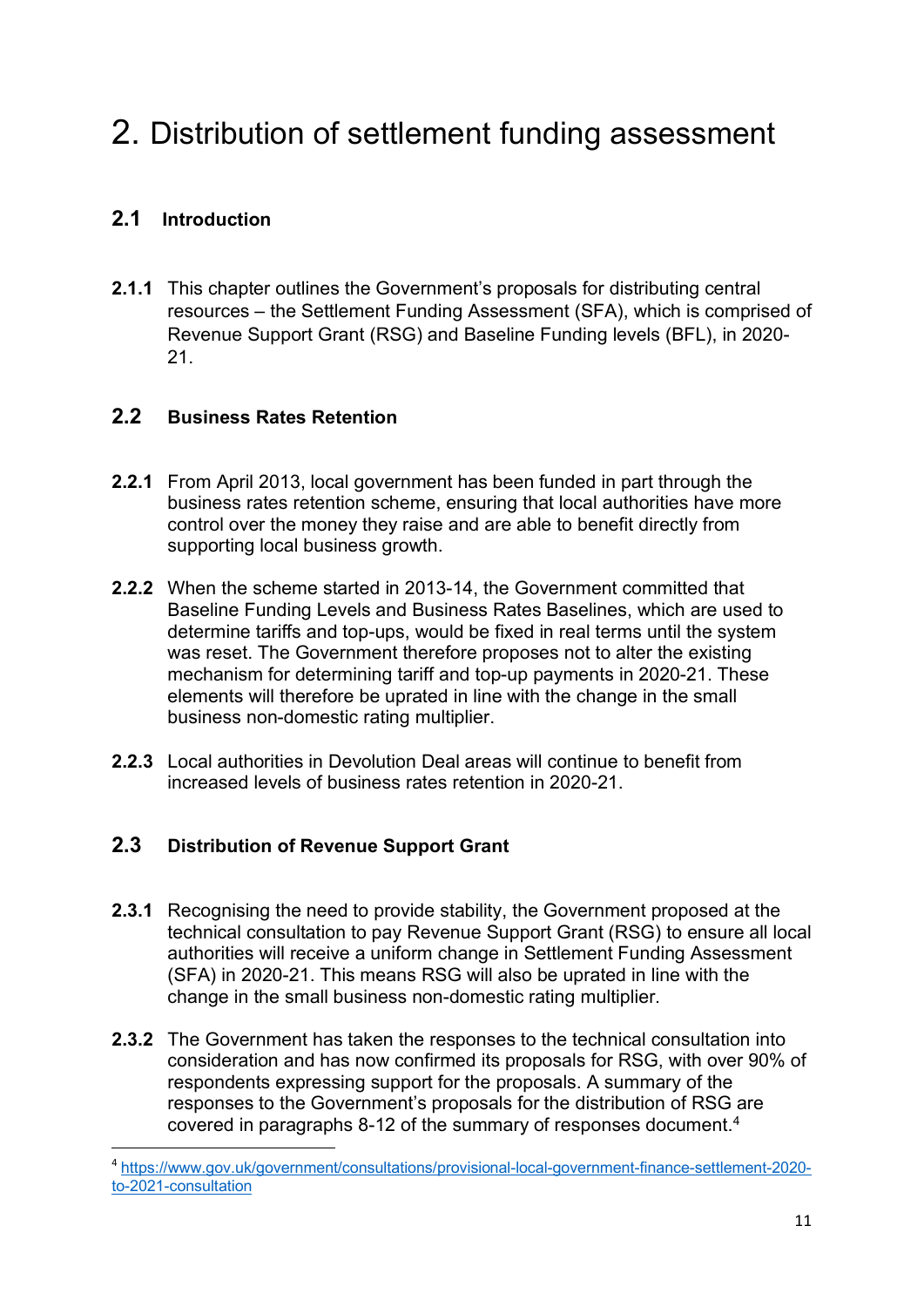# 2. Distribution of settlement funding assessment

## 2.1 Introduction

**2.1.1** This chapter outlines the Government's proposals for distributing central resources – the Settlement Funding Assessment (SFA), which is comprised of Revenue Support Grant (RSG) and Baseline Funding levels (BFL), in 2020-21.

## 2.2 Business Rates Retention

**2.2.1** From April 2013, local government has been funded in part through the business rates retention scheme, ensuring that local authorities have more control over the money they raise and are able to benefit directly from supporting local business growth.

**2.2.2** When the scheme started in 2013-14, the Government committed that Baseline Funding Levels and Business Rates Baselines, which are used to determine tariffs and top-ups, would be fixed in real terms until the system was reset. The Government therefore proposes not to alter the existing mechanism for determining tariff and top-up payments in 2020-21. These elements will therefore be uprated in line with the change in the small business non-domestic rating multiplier.

**2.2.3** Local authorities in Devolution Deal areas will continue to benefit from increased levels of business rates retention in 2020-21.

## 2.3 Distribution of Revenue Support Grant

**2.3.1** Recognising the need to provide stability, the Government proposed at the technical consultation to pay Revenue Support Grant (RSG) to ensure all local authorities will receive a uniform change in Settlement Funding Assessment (SFA) in 2020-21. This means RSG will also be uprated in line with the change in the small business non-domestic rating multiplier.

**2.3.2** The Government has taken the responses to the technical consultation into consideration and has now confirmed its proposals for RSG, with over 90% of respondents expressing support for the proposals. A summary of the responses to the Government's proposals for the distribution of RSG are covered in paragraphs 8-12 of the summary of responses document.[4]

[4] https://www.gov.uk/government/consultations/provisional-local-government-finance-settlement-2020-to-2021-consultation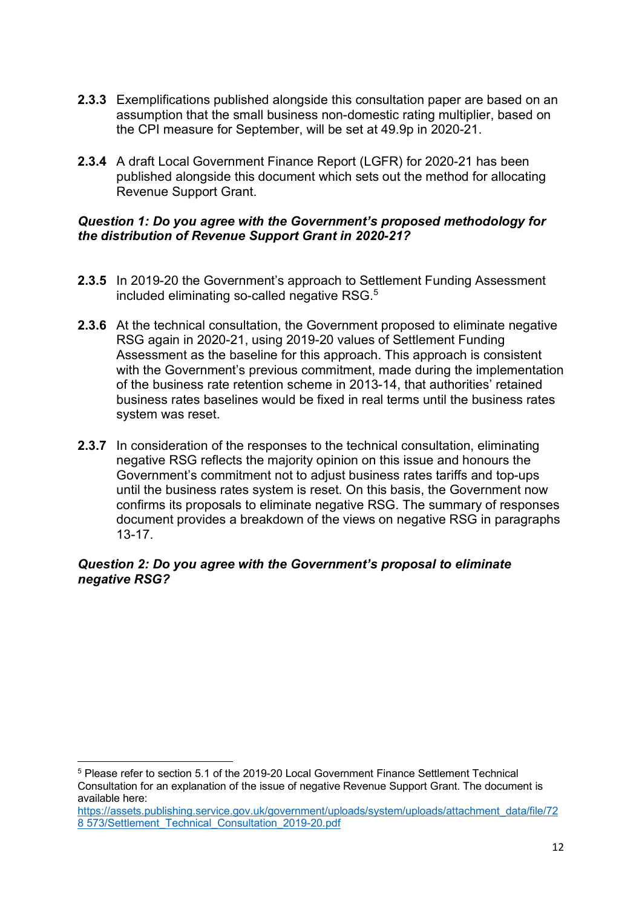**2.3.3** Exemplifications published alongside this consultation paper are based on an assumption that the small business non-domestic rating multiplier, based on the CPI measure for September, will be set at 49.9p in 2020-21.

**2.3.4** A draft Local Government Finance Report (LGFR) for 2020-21 has been published alongside this document which sets out the method for allocating Revenue Support Grant.

***Question 1: Do you agree with the Government's proposed methodology for the distribution of Revenue Support Grant in 2020-21?***

**2.3.5** In 2019-20 the Government's approach to Settlement Funding Assessment included eliminating so-called negative RSG.[5]

**2.3.6** At the technical consultation, the Government proposed to eliminate negative RSG again in 2020-21, using 2019-20 values of Settlement Funding Assessment as the baseline for this approach. This approach is consistent with the Government's previous commitment, made during the implementation of the business rate retention scheme in 2013-14, that authorities' retained business rates baselines would be fixed in real terms until the business rates system was reset.

**2.3.7** In consideration of the responses to the technical consultation, eliminating negative RSG reflects the majority opinion on this issue and honours the Government's commitment not to adjust business rates tariffs and top-ups until the business rates system is reset. On this basis, the Government now confirms its proposals to eliminate negative RSG. The summary of responses document provides a breakdown of the views on negative RSG in paragraphs 13-17.

***Question 2: Do you agree with the Government's proposal to eliminate negative RSG?***

---

[5] Please refer to section 5.1 of the 2019-20 Local Government Finance Settlement Technical Consultation for an explanation of the issue of negative Revenue Support Grant. The document is available here: https://assets.publishing.service.gov.uk/government/uploads/system/uploads/attachment_data/file/728573/Settlement_Technical_Consultation_2019-20.pdf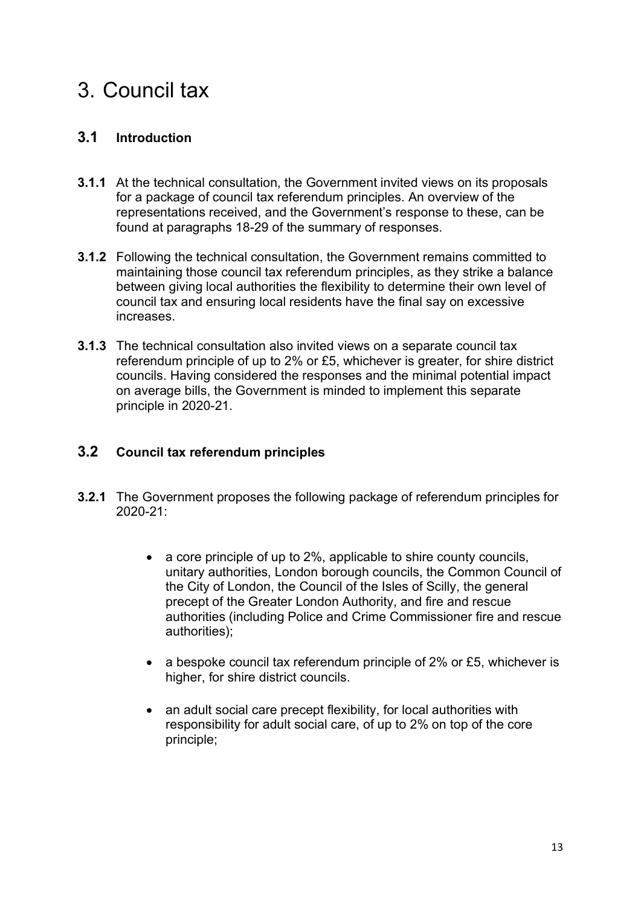# 3. Council tax

## 3.1 Introduction

**3.1.1** At the technical consultation, the Government invited views on its proposals for a package of council tax referendum principles. An overview of the representations received, and the Government's response to these, can be found at paragraphs 18-29 of the summary of responses.

**3.1.2** Following the technical consultation, the Government remains committed to maintaining those council tax referendum principles, as they strike a balance between giving local authorities the flexibility to determine their own level of council tax and ensuring local residents have the final say on excessive increases.

**3.1.3** The technical consultation also invited views on a separate council tax referendum principle of up to 2% or £5, whichever is greater, for shire district councils. Having considered the responses and the minimal potential impact on average bills, the Government is minded to implement this separate principle in 2020-21.

## 3.2 Council tax referendum principles

**3.2.1** The Government proposes the following package of referendum principles for 2020-21:

- a core principle of up to 2%, applicable to shire county councils, unitary authorities, London borough councils, the Common Council of the City of London, the Council of the Isles of Scilly, the general precept of the Greater London Authority, and fire and rescue authorities (including Police and Crime Commissioner fire and rescue authorities);
- a bespoke council tax referendum principle of 2% or £5, whichever is higher, for shire district councils.
- an adult social care precept flexibility, for local authorities with responsibility for adult social care, of up to 2% on top of the core principle;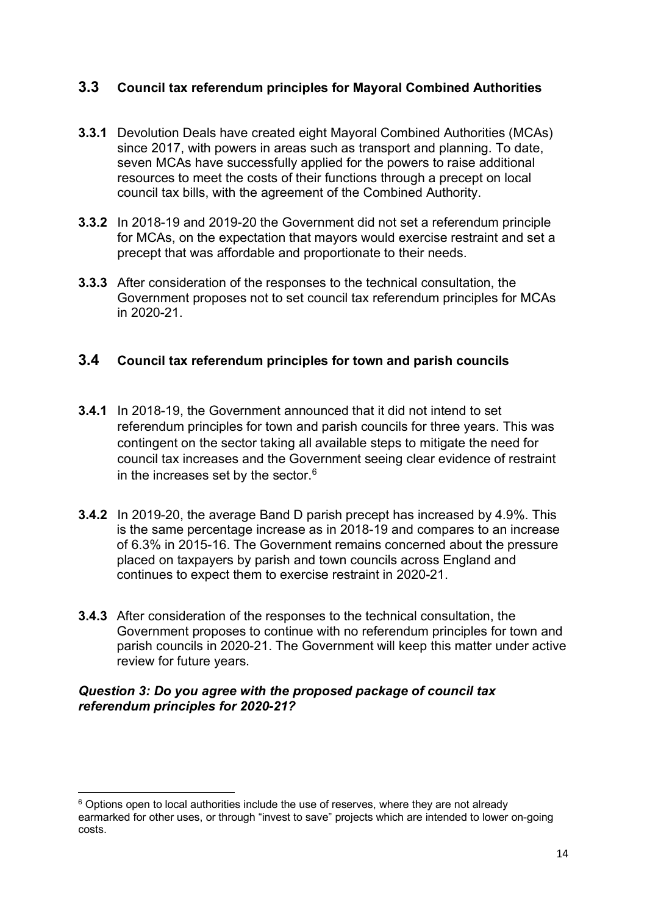## 3.3 Council tax referendum principles for Mayoral Combined Authorities

**3.3.1** Devolution Deals have created eight Mayoral Combined Authorities (MCAs) since 2017, with powers in areas such as transport and planning. To date, seven MCAs have successfully applied for the powers to raise additional resources to meet the costs of their functions through a precept on local council tax bills, with the agreement of the Combined Authority.

**3.3.2** In 2018-19 and 2019-20 the Government did not set a referendum principle for MCAs, on the expectation that mayors would exercise restraint and set a precept that was affordable and proportionate to their needs.

**3.3.3** After consideration of the responses to the technical consultation, the Government proposes not to set council tax referendum principles for MCAs in 2020-21.

## 3.4 Council tax referendum principles for town and parish councils

**3.4.1** In 2018-19, the Government announced that it did not intend to set referendum principles for town and parish councils for three years. This was contingent on the sector taking all available steps to mitigate the need for council tax increases and the Government seeing clear evidence of restraint in the increases set by the sector.[6]

**3.4.2** In 2019-20, the average Band D parish precept has increased by 4.9%. This is the same percentage increase as in 2018-19 and compares to an increase of 6.3% in 2015-16. The Government remains concerned about the pressure placed on taxpayers by parish and town councils across England and continues to expect them to exercise restraint in 2020-21.

**3.4.3** After consideration of the responses to the technical consultation, the Government proposes to continue with no referendum principles for town and parish councils in 2020-21. The Government will keep this matter under active review for future years.

***Question 3: Do you agree with the proposed package of council tax referendum principles for 2020-21?***

[6] Options open to local authorities include the use of reserves, where they are not already earmarked for other uses, or through "invest to save" projects which are intended to lower on-going costs.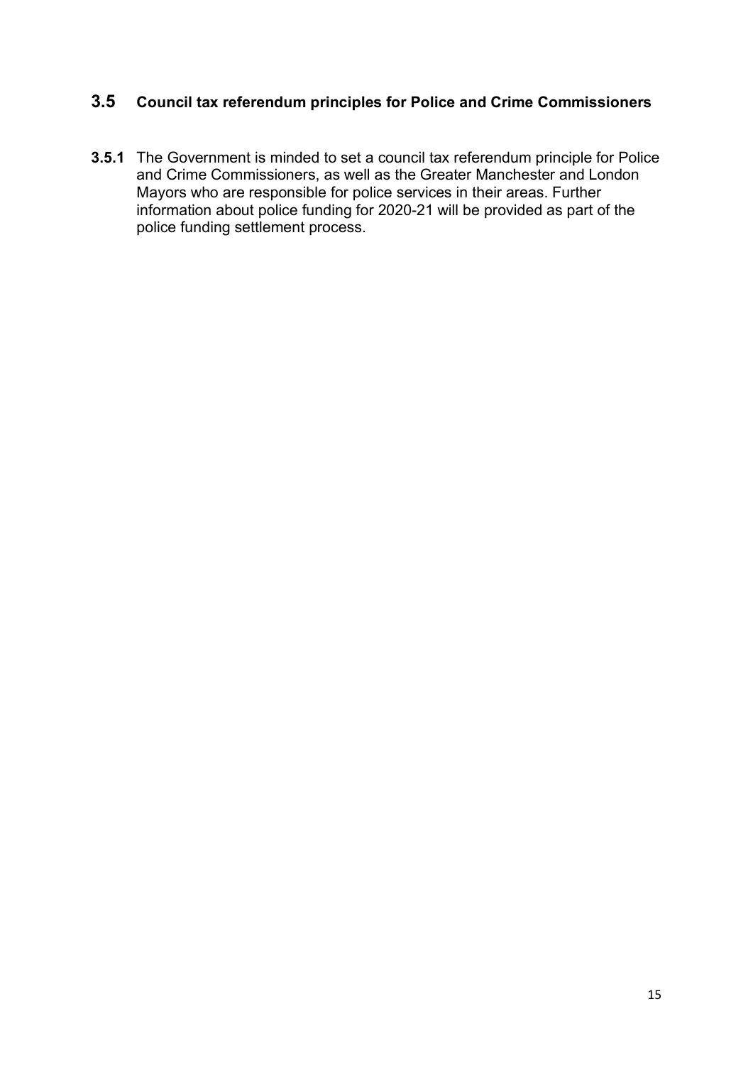## 3.5 Council tax referendum principles for Police and Crime Commissioners

**3.5.1** The Government is minded to set a council tax referendum principle for Police and Crime Commissioners, as well as the Greater Manchester and London Mayors who are responsible for police services in their areas. Further information about police funding for 2020-21 will be provided as part of the police funding settlement process.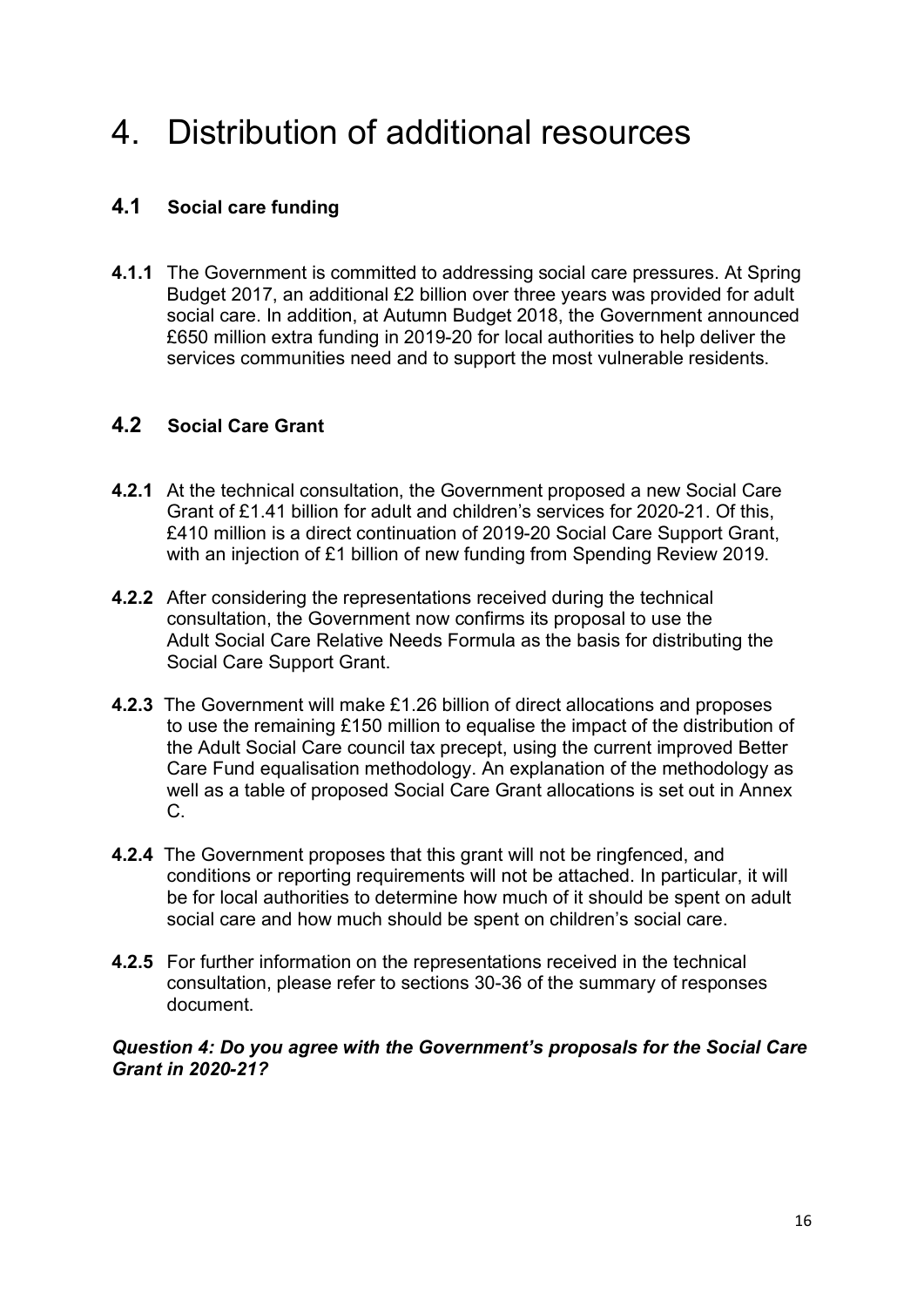# 4. Distribution of additional resources

## 4.1 Social care funding

**4.1.1** The Government is committed to addressing social care pressures. At Spring Budget 2017, an additional £2 billion over three years was provided for adult social care. In addition, at Autumn Budget 2018, the Government announced £650 million extra funding in 2019-20 for local authorities to help deliver the services communities need and to support the most vulnerable residents.

## 4.2 Social Care Grant

**4.2.1** At the technical consultation, the Government proposed a new Social Care Grant of £1.41 billion for adult and children's services for 2020-21. Of this, £410 million is a direct continuation of 2019-20 Social Care Support Grant, with an injection of £1 billion of new funding from Spending Review 2019.

**4.2.2** After considering the representations received during the technical consultation, the Government now confirms its proposal to use the Adult Social Care Relative Needs Formula as the basis for distributing the Social Care Support Grant.

**4.2.3** The Government will make £1.26 billion of direct allocations and proposes to use the remaining £150 million to equalise the impact of the distribution of the Adult Social Care council tax precept, using the current improved Better Care Fund equalisation methodology. An explanation of the methodology as well as a table of proposed Social Care Grant allocations is set out in Annex C.

**4.2.4** The Government proposes that this grant will not be ringfenced, and conditions or reporting requirements will not be attached. In particular, it will be for local authorities to determine how much of it should be spent on adult social care and how much should be spent on children's social care.

**4.2.5** For further information on the representations received in the technical consultation, please refer to sections 30-36 of the summary of responses document.

***Question 4: Do you agree with the Government's proposals for the Social Care Grant in 2020-21?***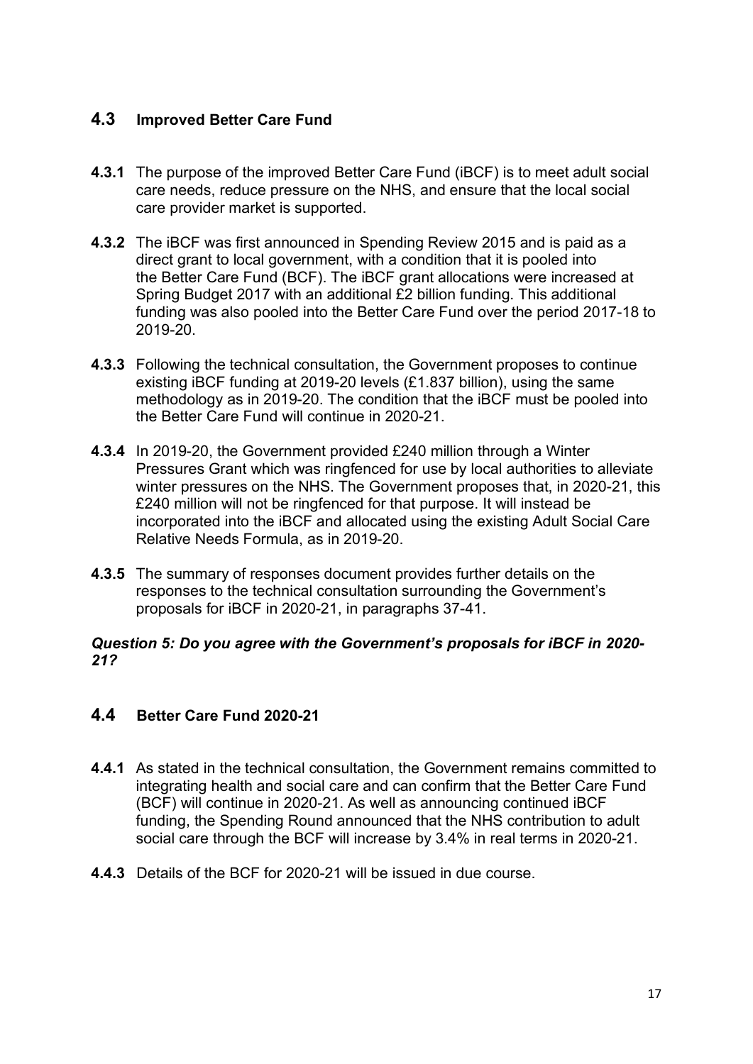## 4.3 Improved Better Care Fund

**4.3.1** The purpose of the improved Better Care Fund (iBCF) is to meet adult social care needs, reduce pressure on the NHS, and ensure that the local social care provider market is supported.

**4.3.2** The iBCF was first announced in Spending Review 2015 and is paid as a direct grant to local government, with a condition that it is pooled into the Better Care Fund (BCF). The iBCF grant allocations were increased at Spring Budget 2017 with an additional £2 billion funding. This additional funding was also pooled into the Better Care Fund over the period 2017-18 to 2019-20.

**4.3.3** Following the technical consultation, the Government proposes to continue existing iBCF funding at 2019-20 levels (£1.837 billion), using the same methodology as in 2019-20. The condition that the iBCF must be pooled into the Better Care Fund will continue in 2020-21.

**4.3.4** In 2019-20, the Government provided £240 million through a Winter Pressures Grant which was ringfenced for use by local authorities to alleviate winter pressures on the NHS. The Government proposes that, in 2020-21, this £240 million will not be ringfenced for that purpose. It will instead be incorporated into the iBCF and allocated using the existing Adult Social Care Relative Needs Formula, as in 2019-20.

**4.3.5** The summary of responses document provides further details on the responses to the technical consultation surrounding the Government's proposals for iBCF in 2020-21, in paragraphs 37-41.

***Question 5: Do you agree with the Government's proposals for iBCF in 2020-21?***

## 4.4 Better Care Fund 2020-21

**4.4.1** As stated in the technical consultation, the Government remains committed to integrating health and social care and can confirm that the Better Care Fund (BCF) will continue in 2020-21. As well as announcing continued iBCF funding, the Spending Round announced that the NHS contribution to adult social care through the BCF will increase by 3.4% in real terms in 2020-21.

**4.4.3** Details of the BCF for 2020-21 will be issued in due course.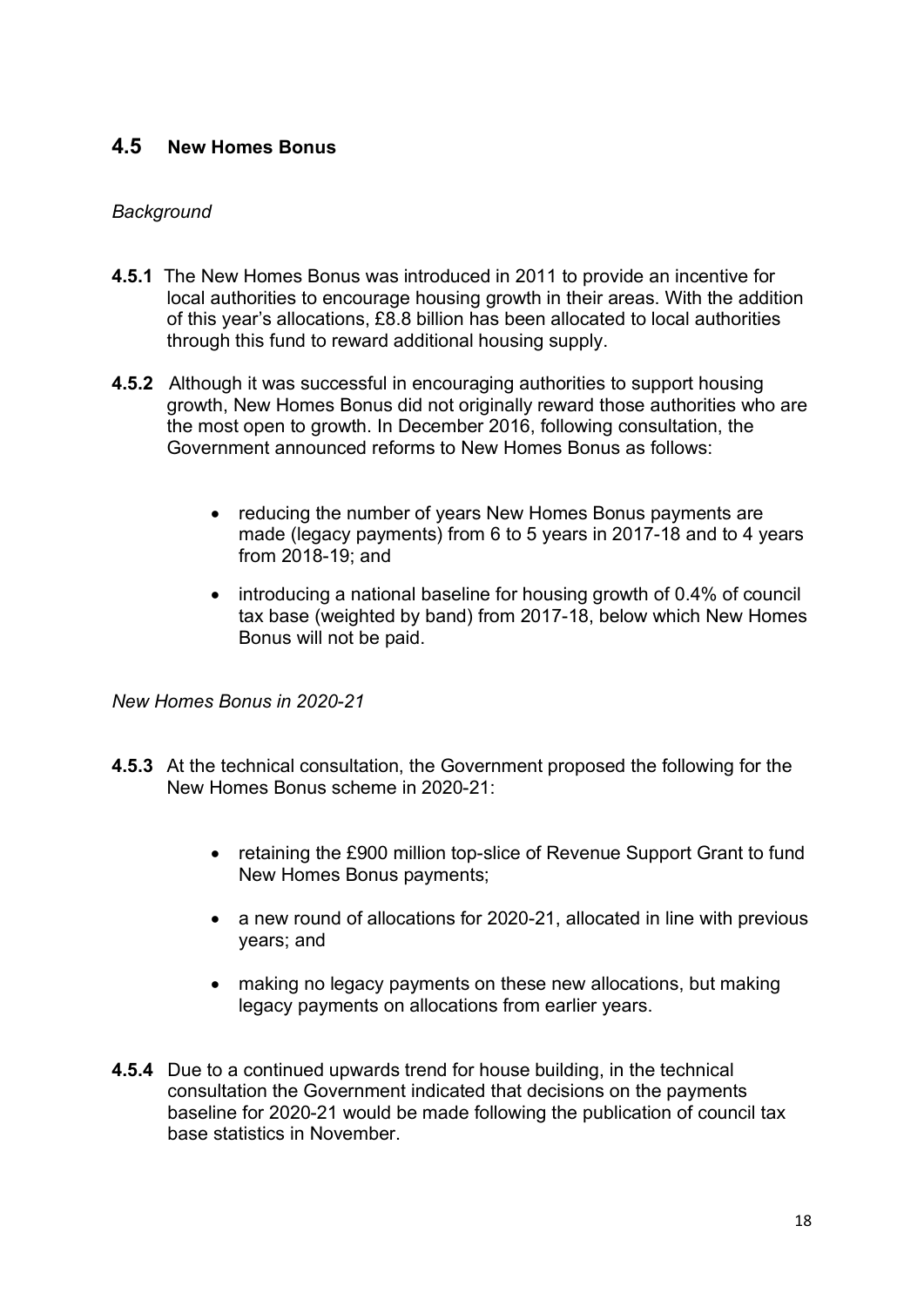## 4.5 New Homes Bonus

*Background*

**4.5.1** The New Homes Bonus was introduced in 2011 to provide an incentive for local authorities to encourage housing growth in their areas. With the addition of this year's allocations, £8.8 billion has been allocated to local authorities through this fund to reward additional housing supply.

**4.5.2** Although it was successful in encouraging authorities to support housing growth, New Homes Bonus did not originally reward those authorities who are the most open to growth. In December 2016, following consultation, the Government announced reforms to New Homes Bonus as follows:

- reducing the number of years New Homes Bonus payments are made (legacy payments) from 6 to 5 years in 2017-18 and to 4 years from 2018-19; and
- introducing a national baseline for housing growth of 0.4% of council tax base (weighted by band) from 2017-18, below which New Homes Bonus will not be paid.

*New Homes Bonus in 2020-21*

**4.5.3** At the technical consultation, the Government proposed the following for the New Homes Bonus scheme in 2020-21:

- retaining the £900 million top-slice of Revenue Support Grant to fund New Homes Bonus payments;
- a new round of allocations for 2020-21, allocated in line with previous years; and
- making no legacy payments on these new allocations, but making legacy payments on allocations from earlier years.

**4.5.4** Due to a continued upwards trend for house building, in the technical consultation the Government indicated that decisions on the payments baseline for 2020-21 would be made following the publication of council tax base statistics in November.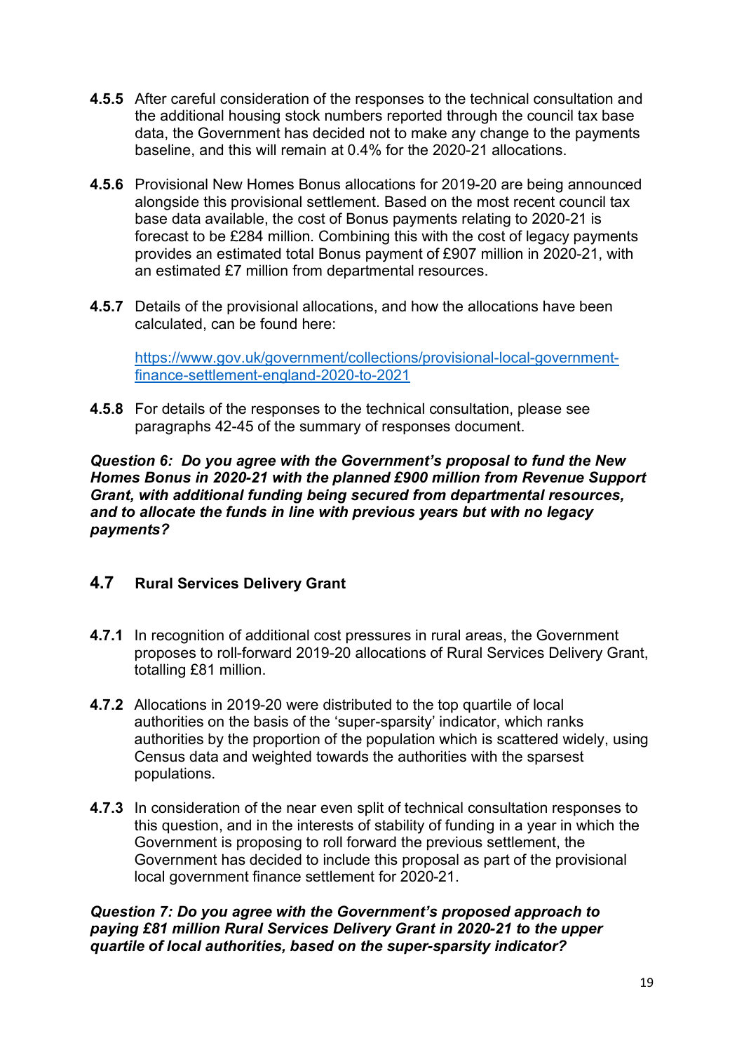**4.5.5** After careful consideration of the responses to the technical consultation and the additional housing stock numbers reported through the council tax base data, the Government has decided not to make any change to the payments baseline, and this will remain at 0.4% for the 2020-21 allocations.

**4.5.6** Provisional New Homes Bonus allocations for 2019-20 are being announced alongside this provisional settlement. Based on the most recent council tax base data available, the cost of Bonus payments relating to 2020-21 is forecast to be £284 million. Combining this with the cost of legacy payments provides an estimated total Bonus payment of £907 million in 2020-21, with an estimated £7 million from departmental resources.

**4.5.7** Details of the provisional allocations, and how the allocations have been calculated, can be found here:

[https://www.gov.uk/government/collections/provisional-local-government-finance-settlement-england-2020-to-2021](https://www.gov.uk/government/collections/provisional-local-government-finance-settlement-england-2020-to-2021)

**4.5.8** For details of the responses to the technical consultation, please see paragraphs 42-45 of the summary of responses document.

***Question 6: Do you agree with the Government's proposal to fund the New Homes Bonus in 2020-21 with the planned £900 million from Revenue Support Grant, with additional funding being secured from departmental resources, and to allocate the funds in line with previous years but with no legacy payments?***

## 4.7 Rural Services Delivery Grant

**4.7.1** In recognition of additional cost pressures in rural areas, the Government proposes to roll-forward 2019-20 allocations of Rural Services Delivery Grant, totalling £81 million.

**4.7.2** Allocations in 2019-20 were distributed to the top quartile of local authorities on the basis of the 'super-sparsity' indicator, which ranks authorities by the proportion of the population which is scattered widely, using Census data and weighted towards the authorities with the sparsest populations.

**4.7.3** In consideration of the near even split of technical consultation responses to this question, and in the interests of stability of funding in a year in which the Government is proposing to roll forward the previous settlement, the Government has decided to include this proposal as part of the provisional local government finance settlement for 2020-21.

***Question 7: Do you agree with the Government's proposed approach to paying £81 million Rural Services Delivery Grant in 2020-21 to the upper quartile of local authorities, based on the super-sparsity indicator?***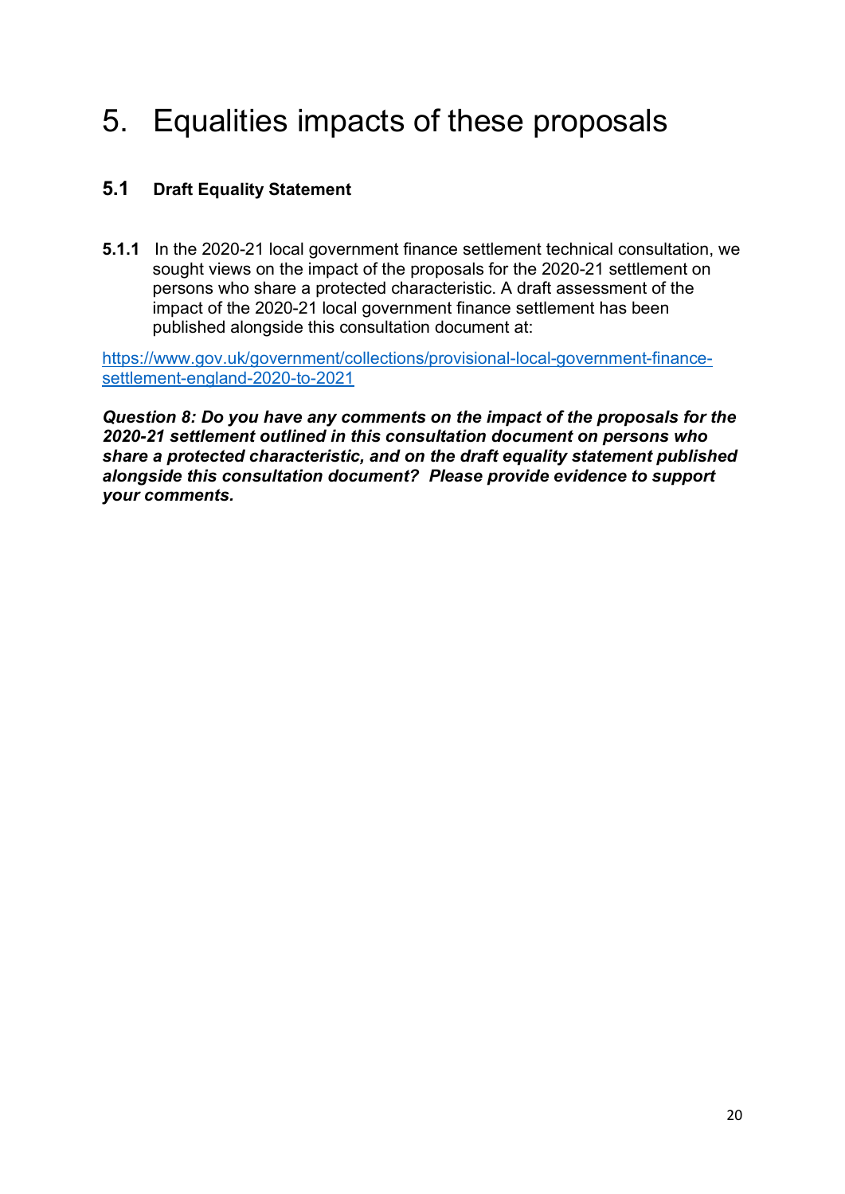# 5. Equalities impacts of these proposals

## 5.1 Draft Equality Statement

**5.1.1** In the 2020-21 local government finance settlement technical consultation, we sought views on the impact of the proposals for the 2020-21 settlement on persons who share a protected characteristic. A draft assessment of the impact of the 2020-21 local government finance settlement has been published alongside this consultation document at:

[https://www.gov.uk/government/collections/provisional-local-government-finance-settlement-england-2020-to-2021](https://www.gov.uk/government/collections/provisional-local-government-finance-settlement-england-2020-to-2021)

***Question 8: Do you have any comments on the impact of the proposals for the 2020-21 settlement outlined in this consultation document on persons who share a protected characteristic, and on the draft equality statement published alongside this consultation document? Please provide evidence to support your comments.***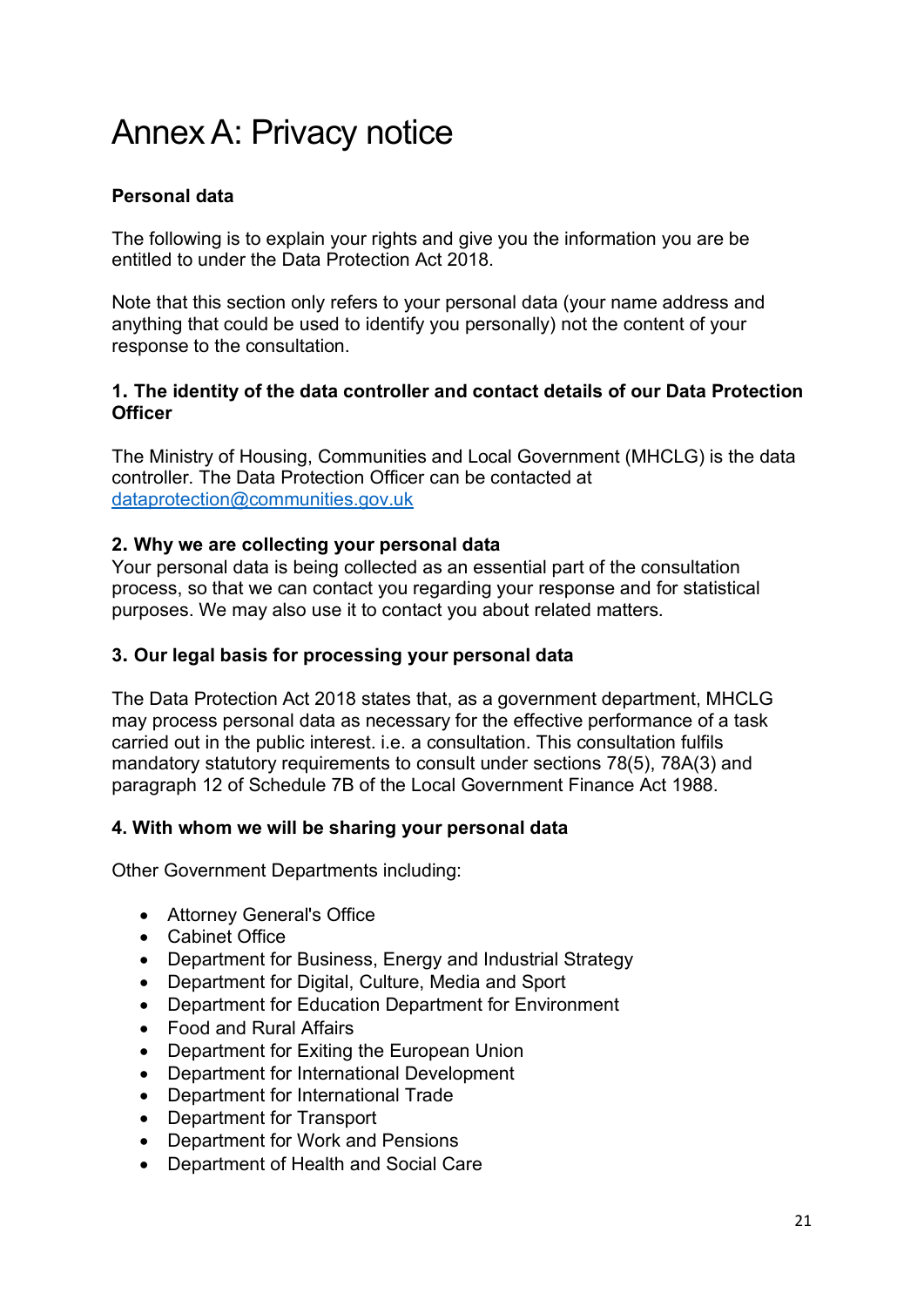# Annex A: Privacy notice

**Personal data**

The following is to explain your rights and give you the information you are be entitled to under the Data Protection Act 2018.

Note that this section only refers to your personal data (your name address and anything that could be used to identify you personally) not the content of your response to the consultation.

**1. The identity of the data controller and contact details of our Data Protection Officer**

The Ministry of Housing, Communities and Local Government (MHCLG) is the data controller. The Data Protection Officer can be contacted at dataprotection@communities.gov.uk

**2. Why we are collecting your personal data**

Your personal data is being collected as an essential part of the consultation process, so that we can contact you regarding your response and for statistical purposes. We may also use it to contact you about related matters.

**3. Our legal basis for processing your personal data**

The Data Protection Act 2018 states that, as a government department, MHCLG may process personal data as necessary for the effective performance of a task carried out in the public interest. i.e. a consultation. This consultation fulfils mandatory statutory requirements to consult under sections 78(5), 78A(3) and paragraph 12 of Schedule 7B of the Local Government Finance Act 1988.

**4. With whom we will be sharing your personal data**

Other Government Departments including:

- Attorney General's Office
- Cabinet Office
- Department for Business, Energy and Industrial Strategy
- Department for Digital, Culture, Media and Sport
- Department for Education Department for Environment
- Food and Rural Affairs
- Department for Exiting the European Union
- Department for International Development
- Department for International Trade
- Department for Transport
- Department for Work and Pensions
- Department of Health and Social Care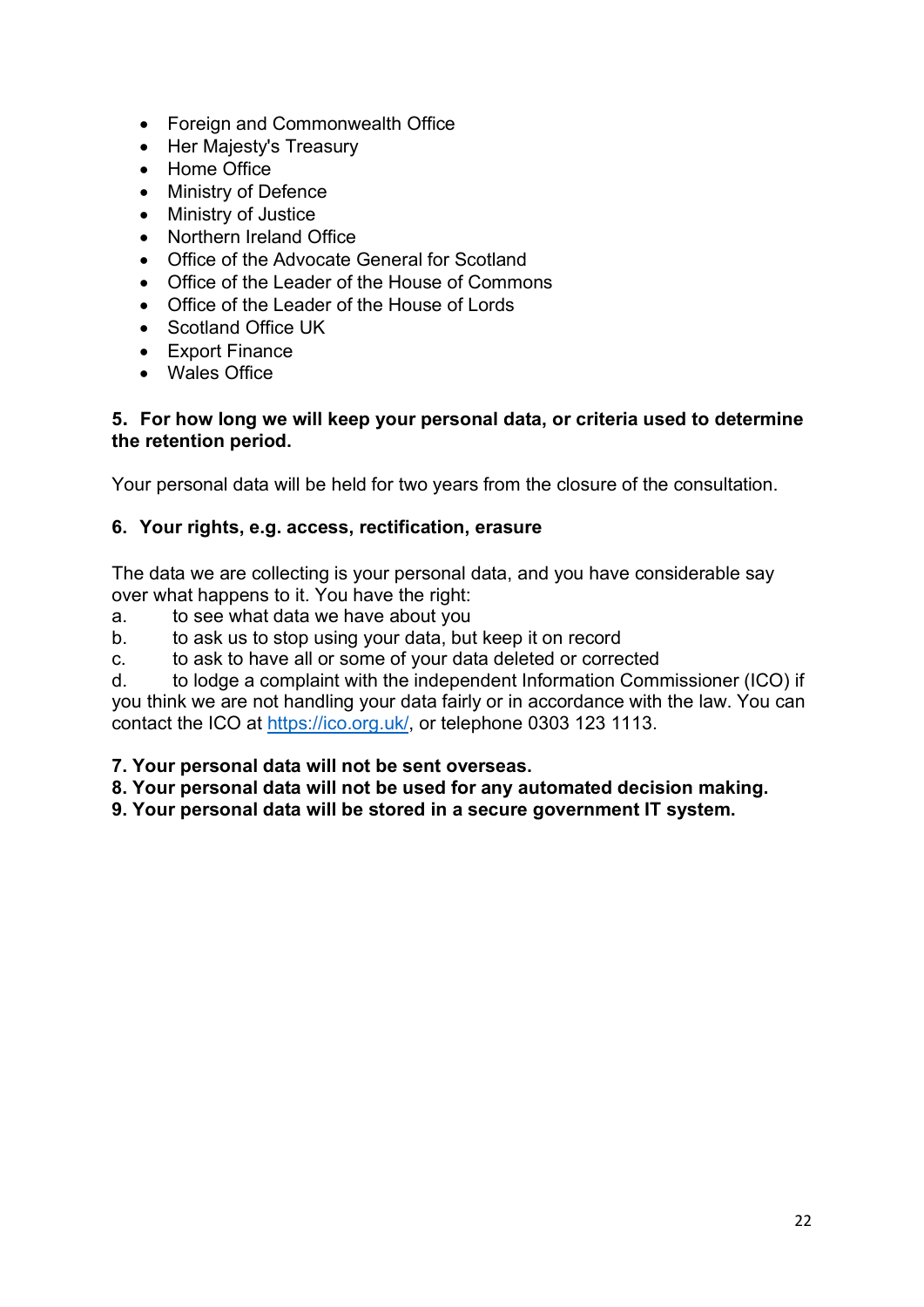- Foreign and Commonwealth Office
- Her Majesty's Treasury
- Home Office
- Ministry of Defence
- Ministry of Justice
- Northern Ireland Office
- Office of the Advocate General for Scotland
- Office of the Leader of the House of Commons
- Office of the Leader of the House of Lords
- Scotland Office UK
- Export Finance
- Wales Office

**5. For how long we will keep your personal data, or criteria used to determine the retention period.**

Your personal data will be held for two years from the closure of the consultation.

**6. Your rights, e.g. access, rectification, erasure**

The data we are collecting is your personal data, and you have considerable say over what happens to it. You have the right:

a. to see what data we have about you
b. to ask us to stop using your data, but keep it on record
c. to ask to have all or some of your data deleted or corrected
d. to lodge a complaint with the independent Information Commissioner (ICO) if you think we are not handling your data fairly or in accordance with the law. You can contact the ICO at https://ico.org.uk/, or telephone 0303 123 1113.

**7. Your personal data will not be sent overseas.**
**8. Your personal data will not be used for any automated decision making.**
**9. Your personal data will be stored in a secure government IT system.**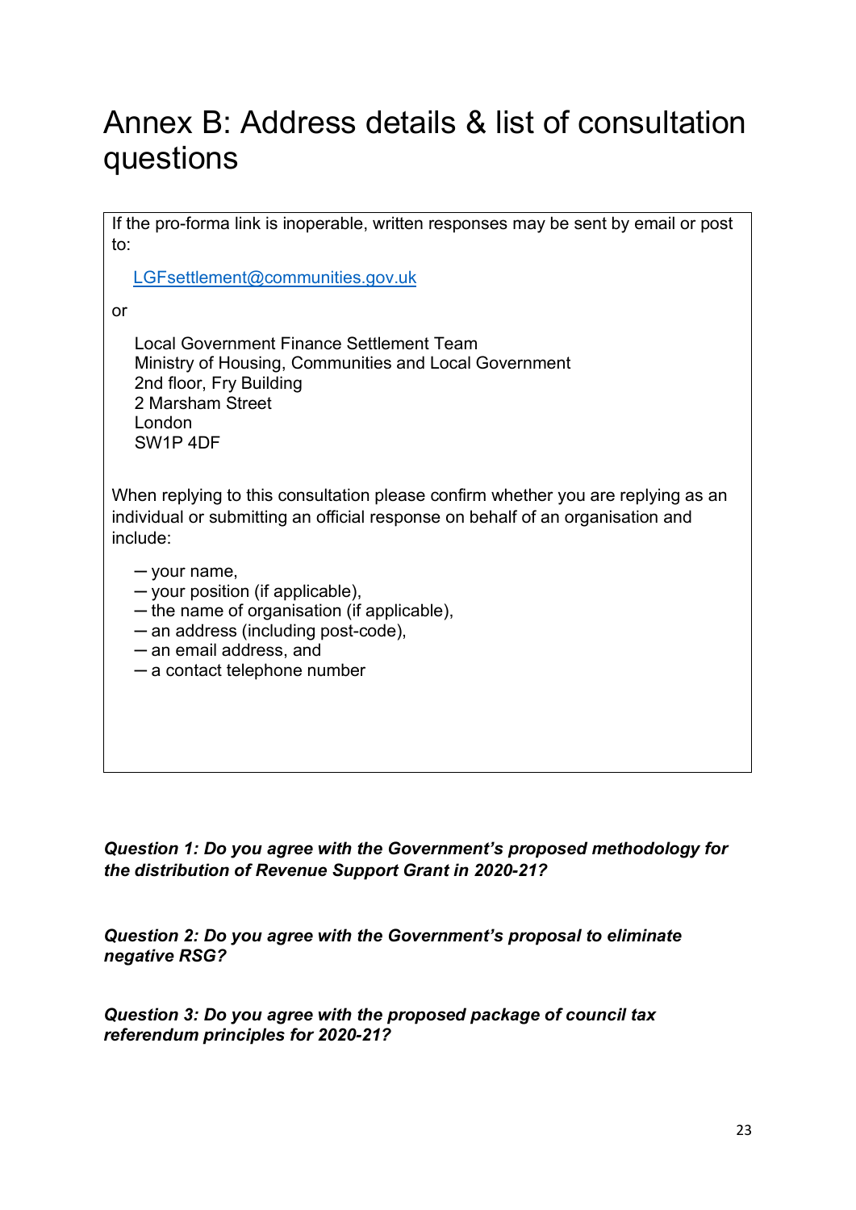# Annex B: Address details & list of consultation questions

If the pro-forma link is inoperable, written responses may be sent by email or post to:

LGFsettlement@communities.gov.uk

or

Local Government Finance Settlement Team
Ministry of Housing, Communities and Local Government
2nd floor, Fry Building
2 Marsham Street
London
SW1P 4DF

When replying to this consultation please confirm whether you are replying as an individual or submitting an official response on behalf of an organisation and include:

- your name,
- your position (if applicable),
- the name of organisation (if applicable),
- an address (including post-code),
- an email address, and
- a contact telephone number

***Question 1: Do you agree with the Government's proposed methodology for the distribution of Revenue Support Grant in 2020-21?***

***Question 2: Do you agree with the Government's proposal to eliminate negative RSG?***

***Question 3: Do you agree with the proposed package of council tax referendum principles for 2020-21?***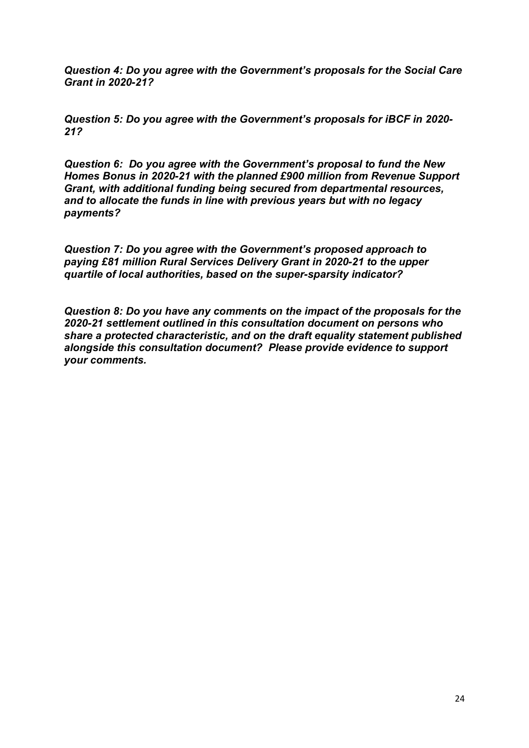***Question 4: Do you agree with the Government's proposals for the Social Care Grant in 2020-21?***

***Question 5: Do you agree with the Government's proposals for iBCF in 2020-21?***

***Question 6: Do you agree with the Government's proposal to fund the New Homes Bonus in 2020-21 with the planned £900 million from Revenue Support Grant, with additional funding being secured from departmental resources, and to allocate the funds in line with previous years but with no legacy payments?***

***Question 7: Do you agree with the Government's proposed approach to paying £81 million Rural Services Delivery Grant in 2020-21 to the upper quartile of local authorities, based on the super-sparsity indicator?***

***Question 8: Do you have any comments on the impact of the proposals for the 2020-21 settlement outlined in this consultation document on persons who share a protected characteristic, and on the draft equality statement published alongside this consultation document? Please provide evidence to support your comments.***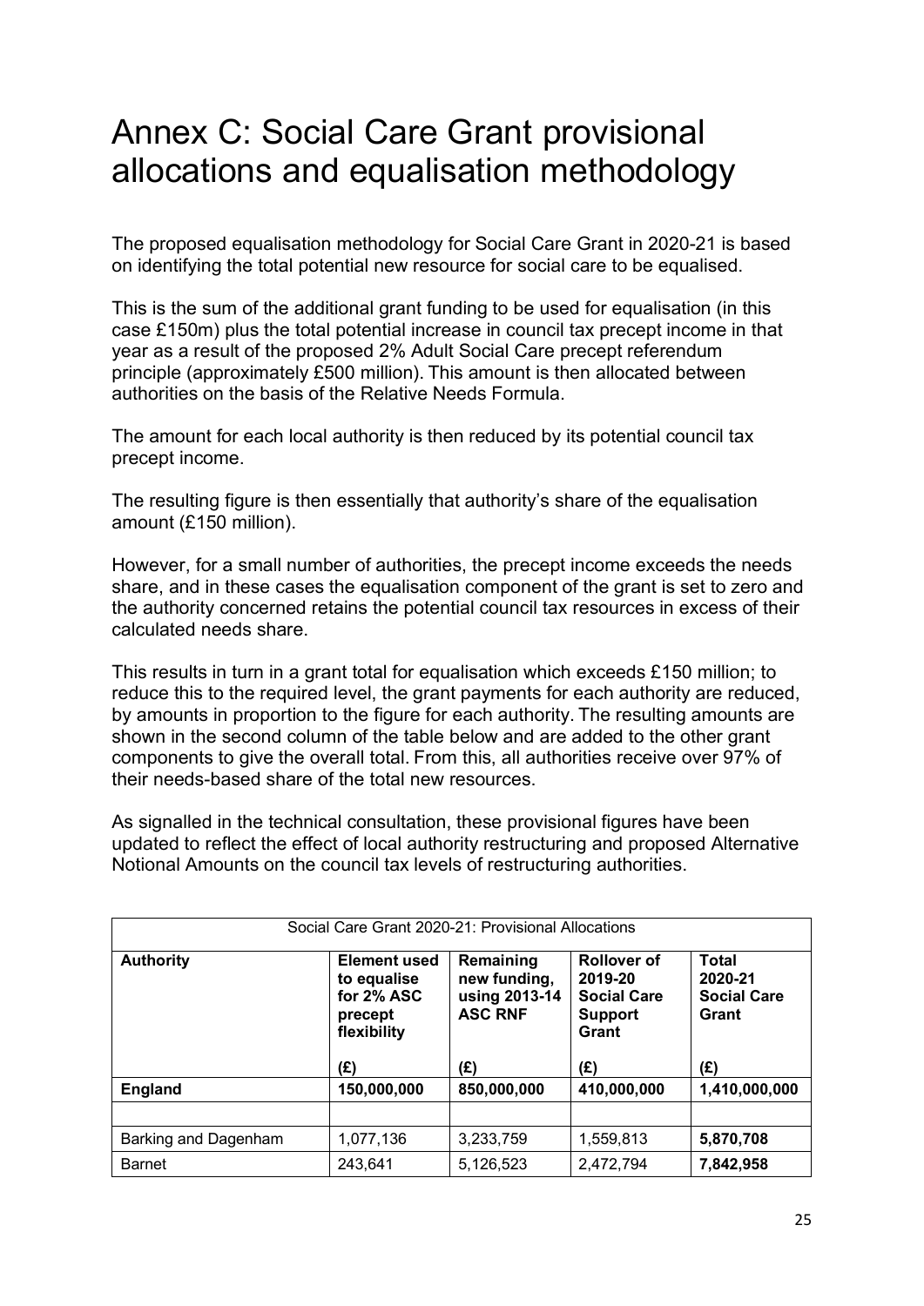# Annex C: Social Care Grant provisional allocations and equalisation methodology

The proposed equalisation methodology for Social Care Grant in 2020-21 is based on identifying the total potential new resource for social care to be equalised.

This is the sum of the additional grant funding to be used for equalisation (in this case £150m) plus the total potential increase in council tax precept income in that year as a result of the proposed 2% Adult Social Care precept referendum principle (approximately £500 million). This amount is then allocated between authorities on the basis of the Relative Needs Formula.

The amount for each local authority is then reduced by its potential council tax precept income.

The resulting figure is then essentially that authority's share of the equalisation amount (£150 million).

However, for a small number of authorities, the precept income exceeds the needs share, and in these cases the equalisation component of the grant is set to zero and the authority concerned retains the potential council tax resources in excess of their calculated needs share.

This results in turn in a grant total for equalisation which exceeds £150 million; to reduce this to the required level, the grant payments for each authority are reduced, by amounts in proportion to the figure for each authority. The resulting amounts are shown in the second column of the table below and are added to the other grant components to give the overall total. From this, all authorities receive over 97% of their needs-based share of the total new resources.

As signalled in the technical consultation, these provisional figures have been updated to reflect the effect of local authority restructuring and proposed Alternative Notional Amounts on the council tax levels of restructuring authorities.

| Social Care Grant 2020-21: Provisional Allocations | | | | |
|---|---|---|---|---|
| **Authority** | **Element used to equalise for 2% ASC precept flexibility (£)** | **Remaining new funding, using 2013-14 ASC RNF (£)** | **Rollover of 2019-20 Social Care Support Grant (£)** | **Total 2020-21 Social Care Grant (£)** |
| **England** | **150,000,000** | **850,000,000** | **410,000,000** | **1,410,000,000** |
| | | | | |
| Barking and Dagenham | 1,077,136 | 3,233,759 | 1,559,813 | **5,870,708** |
| Barnet | 243,641 | 5,126,523 | 2,472,794 | **7,842,958** |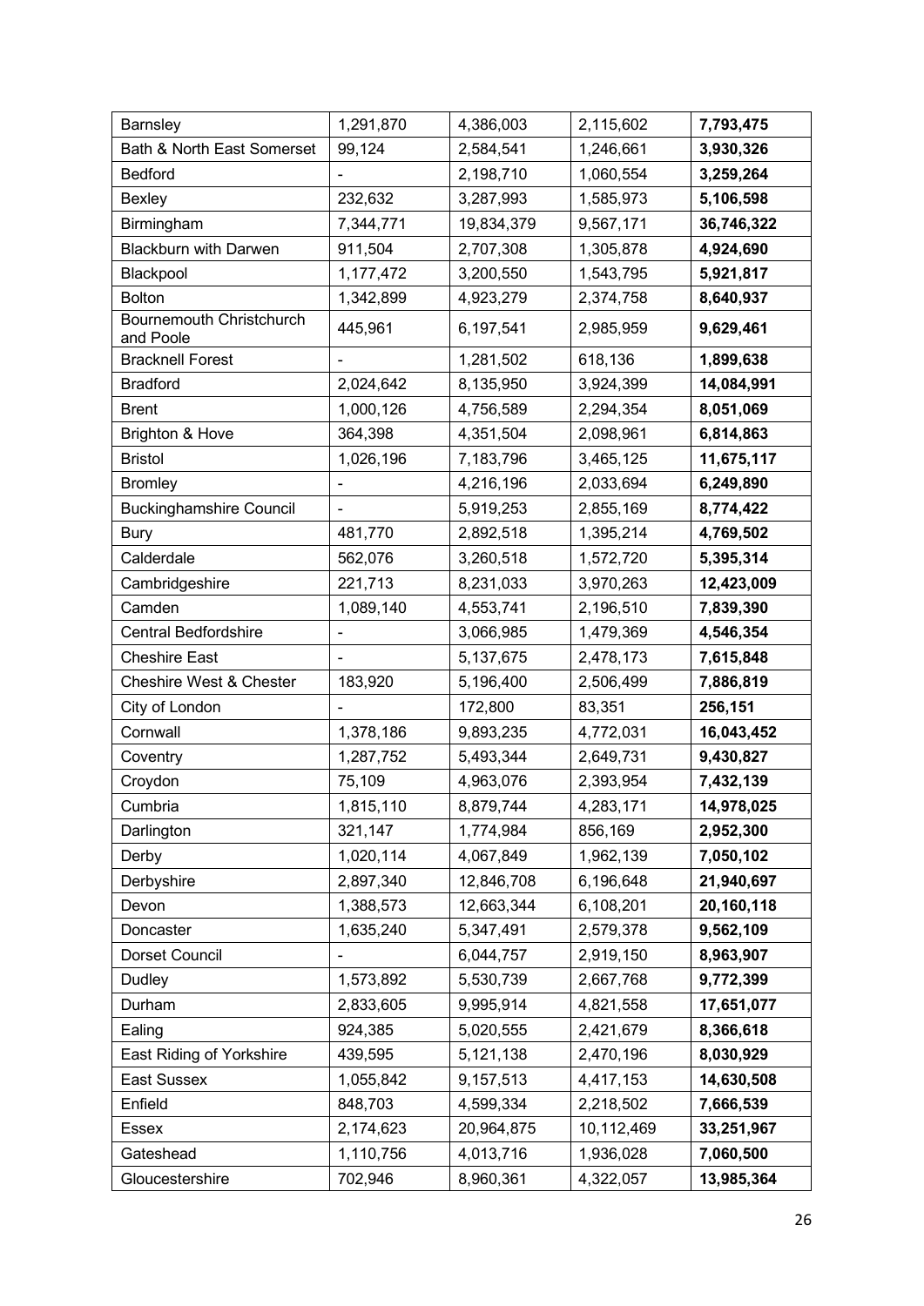| Barnsley | 1,291,870 | 4,386,003 | 2,115,602 | **7,793,475** |
|---|---|---|---|---|
| Bath & North East Somerset | 99,124 | 2,584,541 | 1,246,661 | **3,930,326** |
| Bedford | - | 2,198,710 | 1,060,554 | **3,259,264** |
| Bexley | 232,632 | 3,287,993 | 1,585,973 | **5,106,598** |
| Birmingham | 7,344,771 | 19,834,379 | 9,567,171 | **36,746,322** |
| Blackburn with Darwen | 911,504 | 2,707,308 | 1,305,878 | **4,924,690** |
| Blackpool | 1,177,472 | 3,200,550 | 1,543,795 | **5,921,817** |
| Bolton | 1,342,899 | 4,923,279 | 2,374,758 | **8,640,937** |
| Bournemouth Christchurch and Poole | 445,961 | 6,197,541 | 2,985,959 | **9,629,461** |
| Bracknell Forest | - | 1,281,502 | 618,136 | **1,899,638** |
| Bradford | 2,024,642 | 8,135,950 | 3,924,399 | **14,084,991** |
| Brent | 1,000,126 | 4,756,589 | 2,294,354 | **8,051,069** |
| Brighton & Hove | 364,398 | 4,351,504 | 2,098,961 | **6,814,863** |
| Bristol | 1,026,196 | 7,183,796 | 3,465,125 | **11,675,117** |
| Bromley | - | 4,216,196 | 2,033,694 | **6,249,890** |
| Buckinghamshire Council | - | 5,919,253 | 2,855,169 | **8,774,422** |
| Bury | 481,770 | 2,892,518 | 1,395,214 | **4,769,502** |
| Calderdale | 562,076 | 3,260,518 | 1,572,720 | **5,395,314** |
| Cambridgeshire | 221,713 | 8,231,033 | 3,970,263 | **12,423,009** |
| Camden | 1,089,140 | 4,553,741 | 2,196,510 | **7,839,390** |
| Central Bedfordshire | - | 3,066,985 | 1,479,369 | **4,546,354** |
| Cheshire East | - | 5,137,675 | 2,478,173 | **7,615,848** |
| Cheshire West & Chester | 183,920 | 5,196,400 | 2,506,499 | **7,886,819** |
| City of London | - | 172,800 | 83,351 | **256,151** |
| Cornwall | 1,378,186 | 9,893,235 | 4,772,031 | **16,043,452** |
| Coventry | 1,287,752 | 5,493,344 | 2,649,731 | **9,430,827** |
| Croydon | 75,109 | 4,963,076 | 2,393,954 | **7,432,139** |
| Cumbria | 1,815,110 | 8,879,744 | 4,283,171 | **14,978,025** |
| Darlington | 321,147 | 1,774,984 | 856,169 | **2,952,300** |
| Derby | 1,020,114 | 4,067,849 | 1,962,139 | **7,050,102** |
| Derbyshire | 2,897,340 | 12,846,708 | 6,196,648 | **21,940,697** |
| Devon | 1,388,573 | 12,663,344 | 6,108,201 | **20,160,118** |
| Doncaster | 1,635,240 | 5,347,491 | 2,579,378 | **9,562,109** |
| Dorset Council | - | 6,044,757 | 2,919,150 | **8,963,907** |
| Dudley | 1,573,892 | 5,530,739 | 2,667,768 | **9,772,399** |
| Durham | 2,833,605 | 9,995,914 | 4,821,558 | **17,651,077** |
| Ealing | 924,385 | 5,020,555 | 2,421,679 | **8,366,618** |
| East Riding of Yorkshire | 439,595 | 5,121,138 | 2,470,196 | **8,030,929** |
| East Sussex | 1,055,842 | 9,157,513 | 4,417,153 | **14,630,508** |
| Enfield | 848,703 | 4,599,334 | 2,218,502 | **7,666,539** |
| Essex | 2,174,623 | 20,964,875 | 10,112,469 | **33,251,967** |
| Gateshead | 1,110,756 | 4,013,716 | 1,936,028 | **7,060,500** |
| Gloucestershire | 702,946 | 8,960,361 | 4,322,057 | **13,985,364** |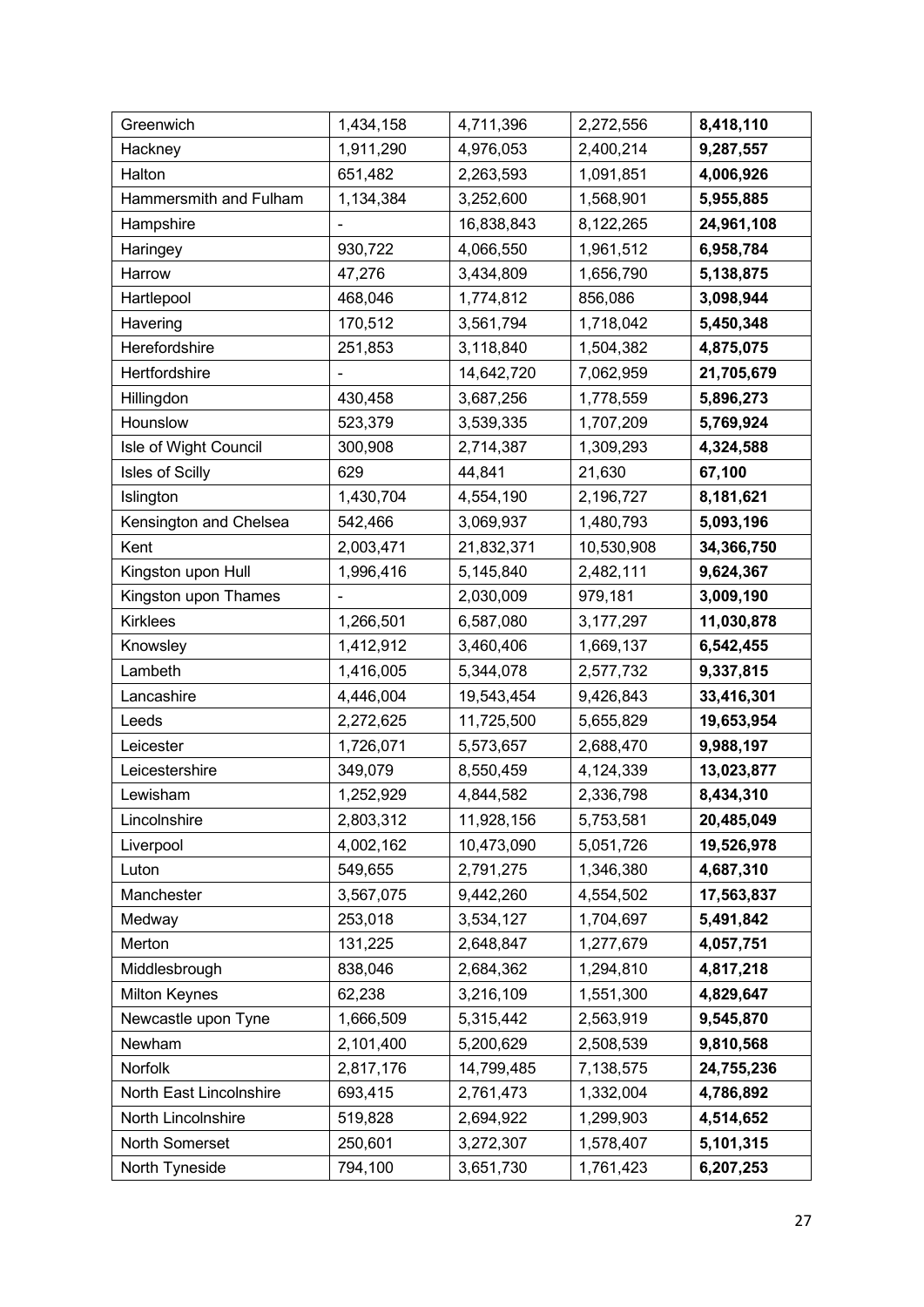| Greenwich | 1,434,158 | 4,711,396 | 2,272,556 | **8,418,110** |
|---|---|---|---|---|
| Hackney | 1,911,290 | 4,976,053 | 2,400,214 | **9,287,557** |
| Halton | 651,482 | 2,263,593 | 1,091,851 | **4,006,926** |
| Hammersmith and Fulham | 1,134,384 | 3,252,600 | 1,568,901 | **5,955,885** |
| Hampshire | - | 16,838,843 | 8,122,265 | **24,961,108** |
| Haringey | 930,722 | 4,066,550 | 1,961,512 | **6,958,784** |
| Harrow | 47,276 | 3,434,809 | 1,656,790 | **5,138,875** |
| Hartlepool | 468,046 | 1,774,812 | 856,086 | **3,098,944** |
| Havering | 170,512 | 3,561,794 | 1,718,042 | **5,450,348** |
| Herefordshire | 251,853 | 3,118,840 | 1,504,382 | **4,875,075** |
| Hertfordshire | - | 14,642,720 | 7,062,959 | **21,705,679** |
| Hillingdon | 430,458 | 3,687,256 | 1,778,559 | **5,896,273** |
| Hounslow | 523,379 | 3,539,335 | 1,707,209 | **5,769,924** |
| Isle of Wight Council | 300,908 | 2,714,387 | 1,309,293 | **4,324,588** |
| Isles of Scilly | 629 | 44,841 | 21,630 | **67,100** |
| Islington | 1,430,704 | 4,554,190 | 2,196,727 | **8,181,621** |
| Kensington and Chelsea | 542,466 | 3,069,937 | 1,480,793 | **5,093,196** |
| Kent | 2,003,471 | 21,832,371 | 10,530,908 | **34,366,750** |
| Kingston upon Hull | 1,996,416 | 5,145,840 | 2,482,111 | **9,624,367** |
| Kingston upon Thames | - | 2,030,009 | 979,181 | **3,009,190** |
| Kirklees | 1,266,501 | 6,587,080 | 3,177,297 | **11,030,878** |
| Knowsley | 1,412,912 | 3,460,406 | 1,669,137 | **6,542,455** |
| Lambeth | 1,416,005 | 5,344,078 | 2,577,732 | **9,337,815** |
| Lancashire | 4,446,004 | 19,543,454 | 9,426,843 | **33,416,301** |
| Leeds | 2,272,625 | 11,725,500 | 5,655,829 | **19,653,954** |
| Leicester | 1,726,071 | 5,573,657 | 2,688,470 | **9,988,197** |
| Leicestershire | 349,079 | 8,550,459 | 4,124,339 | **13,023,877** |
| Lewisham | 1,252,929 | 4,844,582 | 2,336,798 | **8,434,310** |
| Lincolnshire | 2,803,312 | 11,928,156 | 5,753,581 | **20,485,049** |
| Liverpool | 4,002,162 | 10,473,090 | 5,051,726 | **19,526,978** |
| Luton | 549,655 | 2,791,275 | 1,346,380 | **4,687,310** |
| Manchester | 3,567,075 | 9,442,260 | 4,554,502 | **17,563,837** |
| Medway | 253,018 | 3,534,127 | 1,704,697 | **5,491,842** |
| Merton | 131,225 | 2,648,847 | 1,277,679 | **4,057,751** |
| Middlesbrough | 838,046 | 2,684,362 | 1,294,810 | **4,817,218** |
| Milton Keynes | 62,238 | 3,216,109 | 1,551,300 | **4,829,647** |
| Newcastle upon Tyne | 1,666,509 | 5,315,442 | 2,563,919 | **9,545,870** |
| Newham | 2,101,400 | 5,200,629 | 2,508,539 | **9,810,568** |
| Norfolk | 2,817,176 | 14,799,485 | 7,138,575 | **24,755,236** |
| North East Lincolnshire | 693,415 | 2,761,473 | 1,332,004 | **4,786,892** |
| North Lincolnshire | 519,828 | 2,694,922 | 1,299,903 | **4,514,652** |
| North Somerset | 250,601 | 3,272,307 | 1,578,407 | **5,101,315** |
| North Tyneside | 794,100 | 3,651,730 | 1,761,423 | **6,207,253** |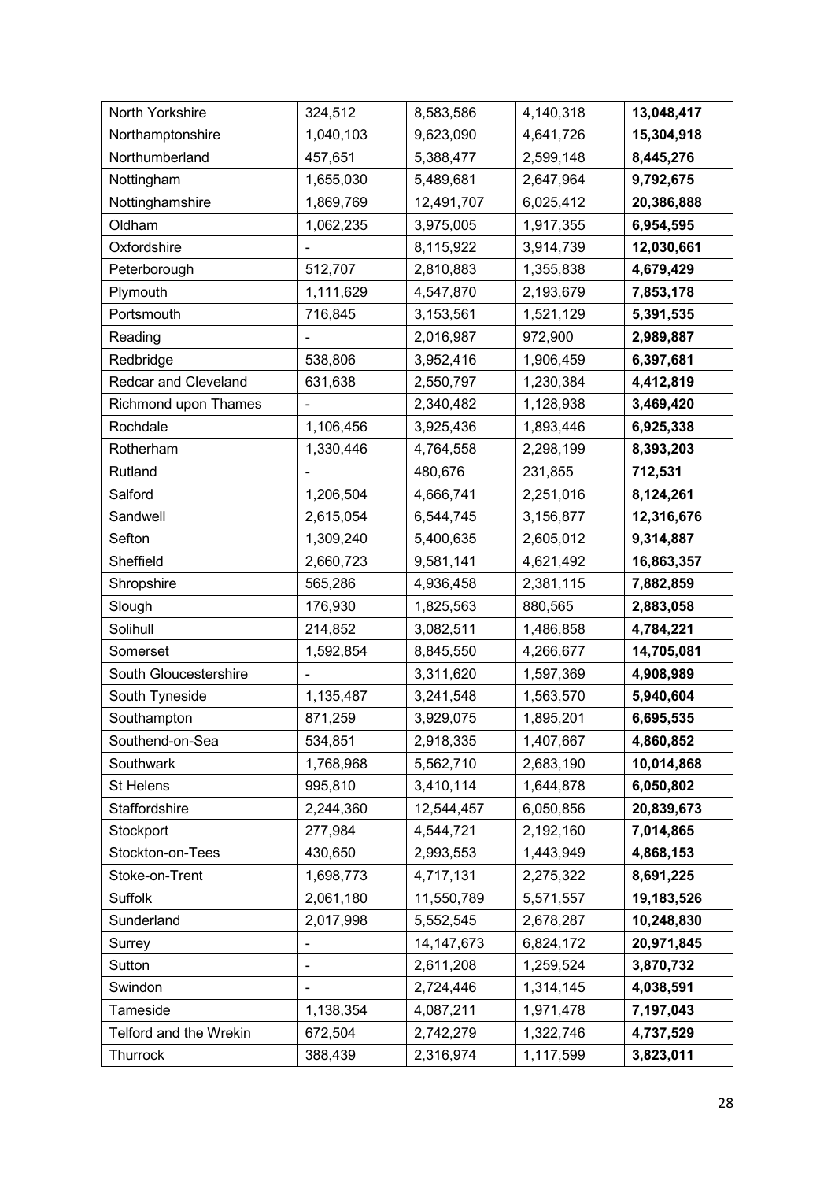| | | | | |
|---|---|---|---|---|
| North Yorkshire | 324,512 | 8,583,586 | 4,140,318 | **13,048,417** |
| Northamptonshire | 1,040,103 | 9,623,090 | 4,641,726 | **15,304,918** |
| Northumberland | 457,651 | 5,388,477 | 2,599,148 | **8,445,276** |
| Nottingham | 1,655,030 | 5,489,681 | 2,647,964 | **9,792,675** |
| Nottinghamshire | 1,869,769 | 12,491,707 | 6,025,412 | **20,386,888** |
| Oldham | 1,062,235 | 3,975,005 | 1,917,355 | **6,954,595** |
| Oxfordshire | - | 8,115,922 | 3,914,739 | **12,030,661** |
| Peterborough | 512,707 | 2,810,883 | 1,355,838 | **4,679,429** |
| Plymouth | 1,111,629 | 4,547,870 | 2,193,679 | **7,853,178** |
| Portsmouth | 716,845 | 3,153,561 | 1,521,129 | **5,391,535** |
| Reading | - | 2,016,987 | 972,900 | **2,989,887** |
| Redbridge | 538,806 | 3,952,416 | 1,906,459 | **6,397,681** |
| Redcar and Cleveland | 631,638 | 2,550,797 | 1,230,384 | **4,412,819** |
| Richmond upon Thames | - | 2,340,482 | 1,128,938 | **3,469,420** |
| Rochdale | 1,106,456 | 3,925,436 | 1,893,446 | **6,925,338** |
| Rotherham | 1,330,446 | 4,764,558 | 2,298,199 | **8,393,203** |
| Rutland | - | 480,676 | 231,855 | **712,531** |
| Salford | 1,206,504 | 4,666,741 | 2,251,016 | **8,124,261** |
| Sandwell | 2,615,054 | 6,544,745 | 3,156,877 | **12,316,676** |
| Sefton | 1,309,240 | 5,400,635 | 2,605,012 | **9,314,887** |
| Sheffield | 2,660,723 | 9,581,141 | 4,621,492 | **16,863,357** |
| Shropshire | 565,286 | 4,936,458 | 2,381,115 | **7,882,859** |
| Slough | 176,930 | 1,825,563 | 880,565 | **2,883,058** |
| Solihull | 214,852 | 3,082,511 | 1,486,858 | **4,784,221** |
| Somerset | 1,592,854 | 8,845,550 | 4,266,677 | **14,705,081** |
| South Gloucestershire | - | 3,311,620 | 1,597,369 | **4,908,989** |
| South Tyneside | 1,135,487 | 3,241,548 | 1,563,570 | **5,940,604** |
| Southampton | 871,259 | 3,929,075 | 1,895,201 | **6,695,535** |
| Southend-on-Sea | 534,851 | 2,918,335 | 1,407,667 | **4,860,852** |
| Southwark | 1,768,968 | 5,562,710 | 2,683,190 | **10,014,868** |
| St Helens | 995,810 | 3,410,114 | 1,644,878 | **6,050,802** |
| Staffordshire | 2,244,360 | 12,544,457 | 6,050,856 | **20,839,673** |
| Stockport | 277,984 | 4,544,721 | 2,192,160 | **7,014,865** |
| Stockton-on-Tees | 430,650 | 2,993,553 | 1,443,949 | **4,868,153** |
| Stoke-on-Trent | 1,698,773 | 4,717,131 | 2,275,322 | **8,691,225** |
| Suffolk | 2,061,180 | 11,550,789 | 5,571,557 | **19,183,526** |
| Sunderland | 2,017,998 | 5,552,545 | 2,678,287 | **10,248,830** |
| Surrey | - | 14,147,673 | 6,824,172 | **20,971,845** |
| Sutton | - | 2,611,208 | 1,259,524 | **3,870,732** |
| Swindon | - | 2,724,446 | 1,314,145 | **4,038,591** |
| Tameside | 1,138,354 | 4,087,211 | 1,971,478 | **7,197,043** |
| Telford and the Wrekin | 672,504 | 2,742,279 | 1,322,746 | **4,737,529** |
| Thurrock | 388,439 | 2,316,974 | 1,117,599 | **3,823,011** |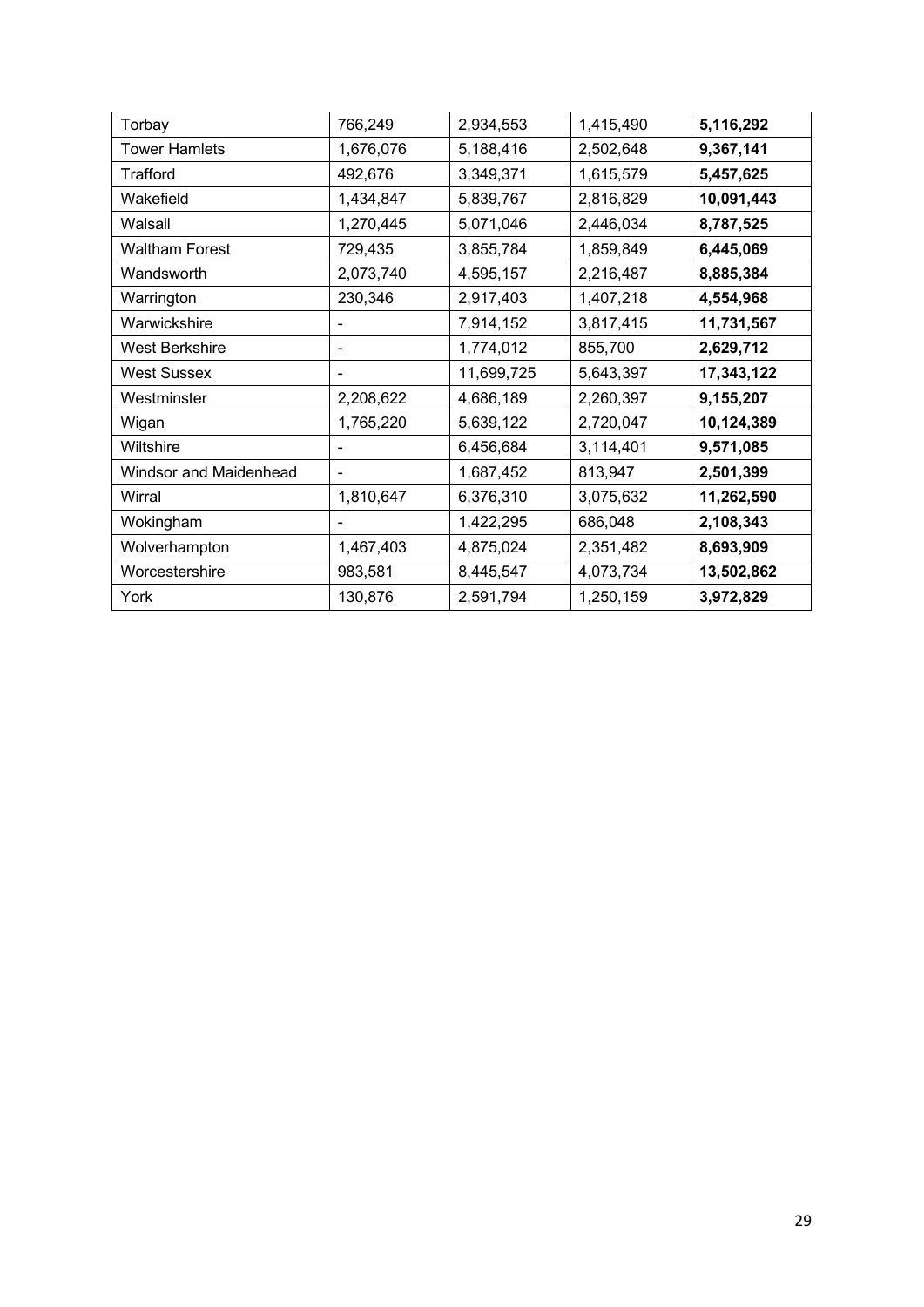| | | | | |
|---|---|---|---|---|
| Torbay | 766,249 | 2,934,553 | 1,415,490 | **5,116,292** |
| Tower Hamlets | 1,676,076 | 5,188,416 | 2,502,648 | **9,367,141** |
| Trafford | 492,676 | 3,349,371 | 1,615,579 | **5,457,625** |
| Wakefield | 1,434,847 | 5,839,767 | 2,816,829 | **10,091,443** |
| Walsall | 1,270,445 | 5,071,046 | 2,446,034 | **8,787,525** |
| Waltham Forest | 729,435 | 3,855,784 | 1,859,849 | **6,445,069** |
| Wandsworth | 2,073,740 | 4,595,157 | 2,216,487 | **8,885,384** |
| Warrington | 230,346 | 2,917,403 | 1,407,218 | **4,554,968** |
| Warwickshire | - | 7,914,152 | 3,817,415 | **11,731,567** |
| West Berkshire | - | 1,774,012 | 855,700 | **2,629,712** |
| West Sussex | - | 11,699,725 | 5,643,397 | **17,343,122** |
| Westminster | 2,208,622 | 4,686,189 | 2,260,397 | **9,155,207** |
| Wigan | 1,765,220 | 5,639,122 | 2,720,047 | **10,124,389** |
| Wiltshire | - | 6,456,684 | 3,114,401 | **9,571,085** |
| Windsor and Maidenhead | - | 1,687,452 | 813,947 | **2,501,399** |
| Wirral | 1,810,647 | 6,376,310 | 3,075,632 | **11,262,590** |
| Wokingham | - | 1,422,295 | 686,048 | **2,108,343** |
| Wolverhampton | 1,467,403 | 4,875,024 | 2,351,482 | **8,693,909** |
| Worcestershire | 983,581 | 8,445,547 | 4,073,734 | **13,502,862** |
| York | 130,876 | 2,591,794 | 1,250,159 | **3,972,829** |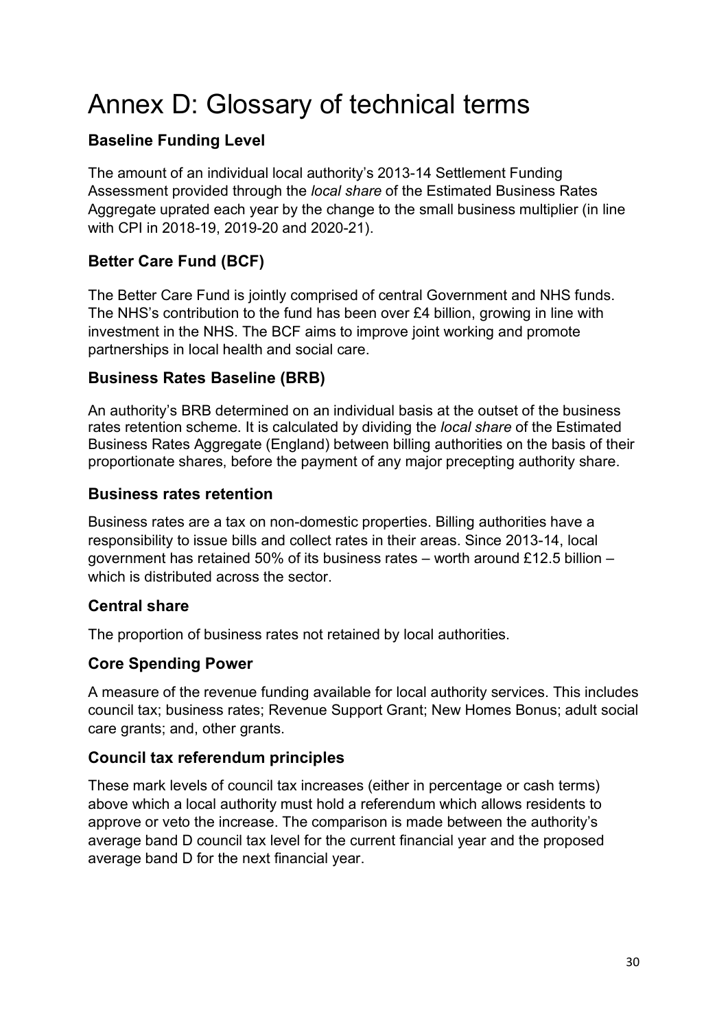# Annex D: Glossary of technical terms

### Baseline Funding Level

The amount of an individual local authority's 2013-14 Settlement Funding Assessment provided through the *local share* of the Estimated Business Rates Aggregate uprated each year by the change to the small business multiplier (in line with CPI in 2018-19, 2019-20 and 2020-21).

### Better Care Fund (BCF)

The Better Care Fund is jointly comprised of central Government and NHS funds. The NHS's contribution to the fund has been over £4 billion, growing in line with investment in the NHS. The BCF aims to improve joint working and promote partnerships in local health and social care.

### Business Rates Baseline (BRB)

An authority's BRB determined on an individual basis at the outset of the business rates retention scheme. It is calculated by dividing the *local share* of the Estimated Business Rates Aggregate (England) between billing authorities on the basis of their proportionate shares, before the payment of any major precepting authority share.

### Business rates retention

Business rates are a tax on non-domestic properties. Billing authorities have a responsibility to issue bills and collect rates in their areas. Since 2013-14, local government has retained 50% of its business rates – worth around £12.5 billion – which is distributed across the sector.

### Central share

The proportion of business rates not retained by local authorities.

### Core Spending Power

A measure of the revenue funding available for local authority services. This includes council tax; business rates; Revenue Support Grant; New Homes Bonus; adult social care grants; and, other grants.

### Council tax referendum principles

These mark levels of council tax increases (either in percentage or cash terms) above which a local authority must hold a referendum which allows residents to approve or veto the increase. The comparison is made between the authority's average band D council tax level for the current financial year and the proposed average band D for the next financial year.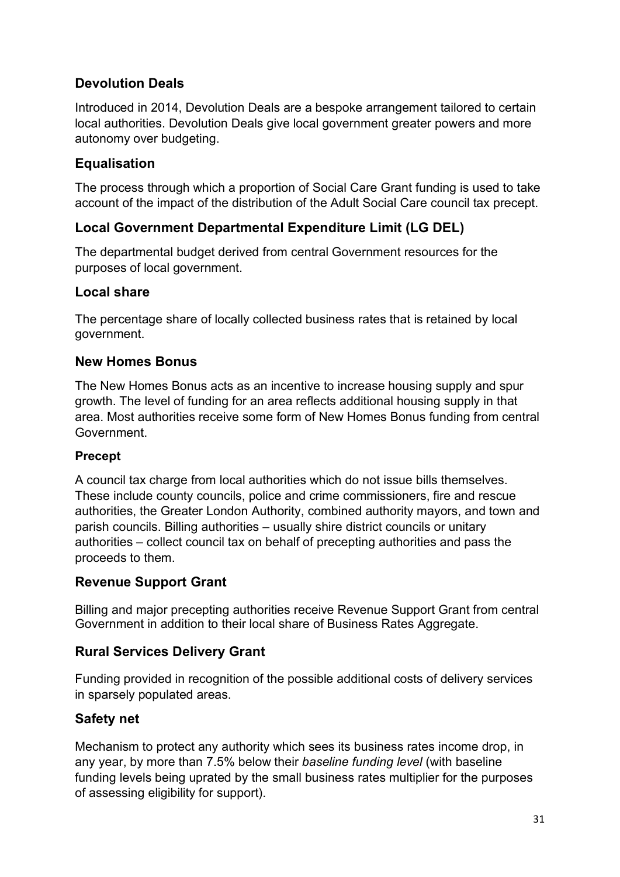### Devolution Deals

Introduced in 2014, Devolution Deals are a bespoke arrangement tailored to certain local authorities. Devolution Deals give local government greater powers and more autonomy over budgeting.

### Equalisation

The process through which a proportion of Social Care Grant funding is used to take account of the impact of the distribution of the Adult Social Care council tax precept.

### Local Government Departmental Expenditure Limit (LG DEL)

The departmental budget derived from central Government resources for the purposes of local government.

### Local share

The percentage share of locally collected business rates that is retained by local government.

### New Homes Bonus

The New Homes Bonus acts as an incentive to increase housing supply and spur growth. The level of funding for an area reflects additional housing supply in that area. Most authorities receive some form of New Homes Bonus funding from central Government.

#### Precept

A council tax charge from local authorities which do not issue bills themselves. These include county councils, police and crime commissioners, fire and rescue authorities, the Greater London Authority, combined authority mayors, and town and parish councils. Billing authorities – usually shire district councils or unitary authorities – collect council tax on behalf of precepting authorities and pass the proceeds to them.

### Revenue Support Grant

Billing and major precepting authorities receive Revenue Support Grant from central Government in addition to their local share of Business Rates Aggregate.

### Rural Services Delivery Grant

Funding provided in recognition of the possible additional costs of delivery services in sparsely populated areas.

### Safety net

Mechanism to protect any authority which sees its business rates income drop, in any year, by more than 7.5% below their *baseline funding level* (with baseline funding levels being uprated by the small business rates multiplier for the purposes of assessing eligibility for support).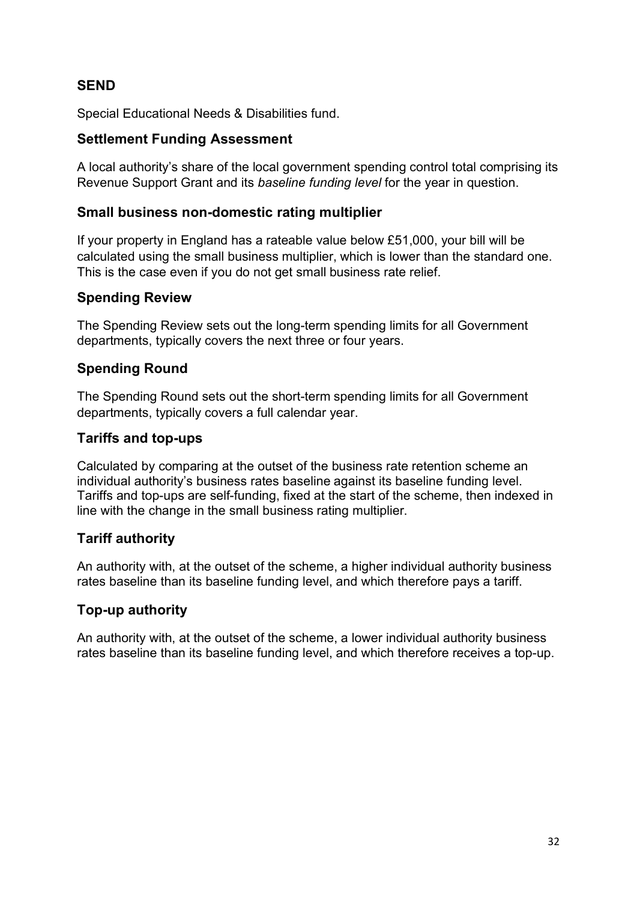### SEND

Special Educational Needs & Disabilities fund.

### Settlement Funding Assessment

A local authority's share of the local government spending control total comprising its Revenue Support Grant and its *baseline funding level* for the year in question.

### Small business non-domestic rating multiplier

If your property in England has a rateable value below £51,000, your bill will be calculated using the small business multiplier, which is lower than the standard one. This is the case even if you do not get small business rate relief.

### Spending Review

The Spending Review sets out the long-term spending limits for all Government departments, typically covers the next three or four years.

### Spending Round

The Spending Round sets out the short-term spending limits for all Government departments, typically covers a full calendar year.

### Tariffs and top-ups

Calculated by comparing at the outset of the business rate retention scheme an individual authority's business rates baseline against its baseline funding level. Tariffs and top-ups are self-funding, fixed at the start of the scheme, then indexed in line with the change in the small business rating multiplier.

### Tariff authority

An authority with, at the outset of the scheme, a higher individual authority business rates baseline than its baseline funding level, and which therefore pays a tariff.

### Top-up authority

An authority with, at the outset of the scheme, a lower individual authority business rates baseline than its baseline funding level, and which therefore receives a top-up.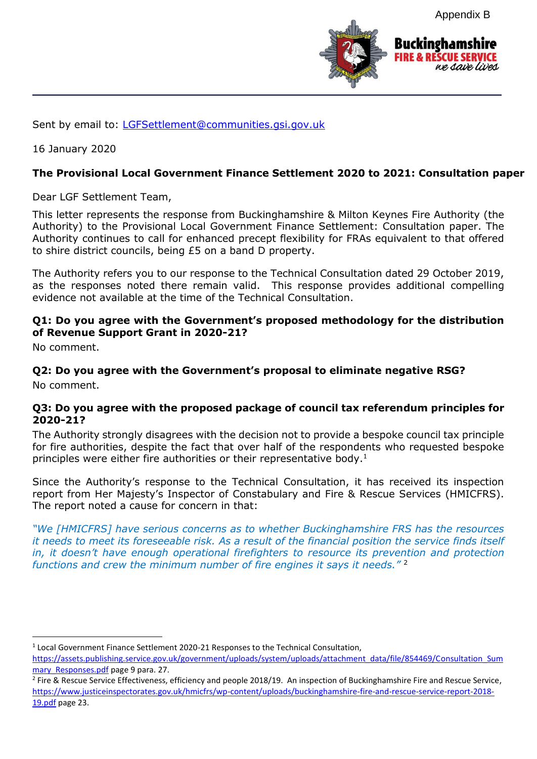Appendix B

**Buckinghamshire FIRE & RESCUE SERVICE** *we save lives*

Sent by email to: LGFSettlement@communities.gsi.gov.uk

16 January 2020

**The Provisional Local Government Finance Settlement 2020 to 2021: Consultation paper**

Dear LGF Settlement Team,

This letter represents the response from Buckinghamshire & Milton Keynes Fire Authority (the Authority) to the Provisional Local Government Finance Settlement: Consultation paper. The Authority continues to call for enhanced precept flexibility for FRAs equivalent to that offered to shire district councils, being £5 on a band D property.

The Authority refers you to our response to the Technical Consultation dated 29 October 2019, as the responses noted there remain valid. This response provides additional compelling evidence not available at the time of the Technical Consultation.

**Q1: Do you agree with the Government's proposed methodology for the distribution of Revenue Support Grant in 2020-21?**

No comment.

**Q2: Do you agree with the Government's proposal to eliminate negative RSG?**

No comment.

**Q3: Do you agree with the proposed package of council tax referendum principles for 2020-21?**

The Authority strongly disagrees with the decision not to provide a bespoke council tax principle for fire authorities, despite the fact that over half of the respondents who requested bespoke principles were either fire authorities or their representative body.[1]

Since the Authority's response to the Technical Consultation, it has received its inspection report from Her Majesty's Inspector of Constabulary and Fire & Rescue Services (HMICFRS). The report noted a cause for concern in that:

*"We [HMICFRS] have serious concerns as to whether Buckinghamshire FRS has the resources it needs to meet its foreseeable risk. As a result of the financial position the service finds itself in, it doesn't have enough operational firefighters to resource its prevention and protection functions and crew the minimum number of fire engines it says it needs."* [2]

---

[1] Local Government Finance Settlement 2020-21 Responses to the Technical Consultation, https://assets.publishing.service.gov.uk/government/uploads/system/uploads/attachment_data/file/854469/Consultation_Summary_Responses.pdf page 9 para. 27.

[2] Fire & Rescue Service Effectiveness, efficiency and people 2018/19. An inspection of Buckinghamshire Fire and Rescue Service, https://www.justiceinspectorates.gov.uk/hmicfrs/wp-content/uploads/buckinghamshire-fire-and-rescue-service-report-2018-19.pdf page 23.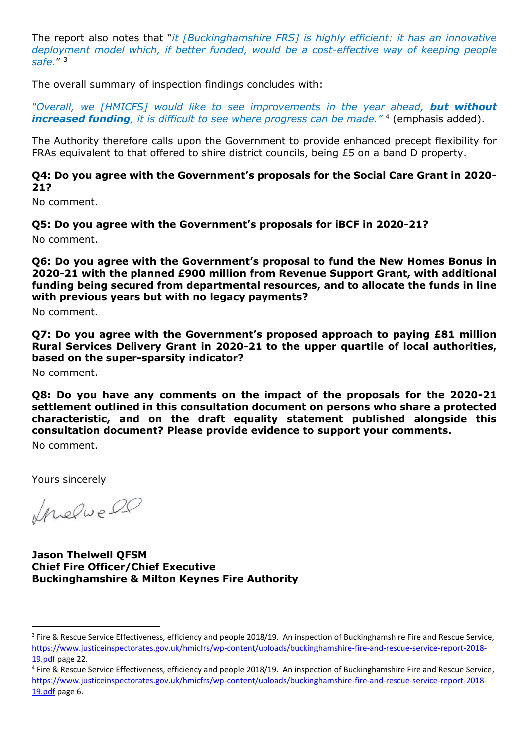The report also notes that "*it [Buckinghamshire FRS] is highly efficient: it has an innovative deployment model which, if better funded, would be a cost-effective way of keeping people safe.*" [3]

The overall summary of inspection findings concludes with:

*"Overall, we [HMICFS] would like to see improvements in the year ahead, **but without increased funding**, it is difficult to see where progress can be made."* [4] (emphasis added).

The Authority therefore calls upon the Government to provide enhanced precept flexibility for FRAs equivalent to that offered to shire district councils, being £5 on a band D property.

**Q4: Do you agree with the Government's proposals for the Social Care Grant in 2020-21?**

No comment.

**Q5: Do you agree with the Government's proposals for iBCF in 2020-21?**

No comment.

**Q6: Do you agree with the Government's proposal to fund the New Homes Bonus in 2020-21 with the planned £900 million from Revenue Support Grant, with additional funding being secured from departmental resources, and to allocate the funds in line with previous years but with no legacy payments?**

No comment.

**Q7: Do you agree with the Government's proposed approach to paying £81 million Rural Services Delivery Grant in 2020-21 to the upper quartile of local authorities, based on the super-sparsity indicator?**

No comment.

**Q8: Do you have any comments on the impact of the proposals for the 2020-21 settlement outlined in this consultation document on persons who share a protected characteristic, and on the draft equality statement published alongside this consultation document? Please provide evidence to support your comments.**

No comment.

Yours sincerely

**Jason Thelwell QFSM**
**Chief Fire Officer/Chief Executive**
**Buckinghamshire & Milton Keynes Fire Authority**

---

[3] Fire & Rescue Service Effectiveness, efficiency and people 2018/19. An inspection of Buckinghamshire Fire and Rescue Service, https://www.justiceinspectorates.gov.uk/hmicfrs/wp-content/uploads/buckinghamshire-fire-and-rescue-service-report-2018-19.pdf page 22.

[4] Fire & Rescue Service Effectiveness, efficiency and people 2018/19. An inspection of Buckinghamshire Fire and Rescue Service, https://www.justiceinspectorates.gov.uk/hmicfrs/wp-content/uploads/buckinghamshire-fire-and-rescue-service-report-2018-19.pdf page 6.